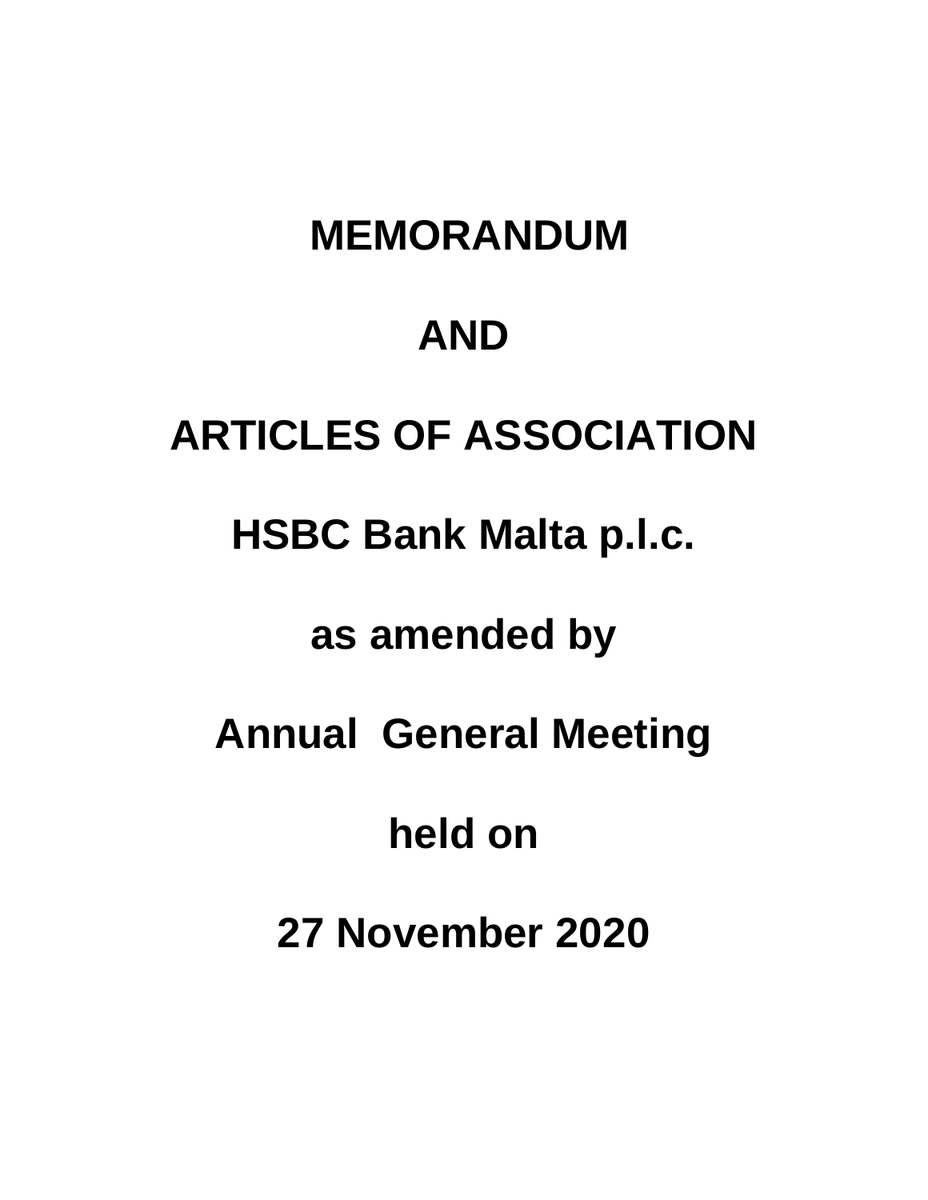# MEMORANDUM

# AND

# ARTICLES OF ASSOCIATION

# HSBC Bank Malta p.l.c.

**as amended by**

**Annual General Meeting**

**held on**

**27 November 2020**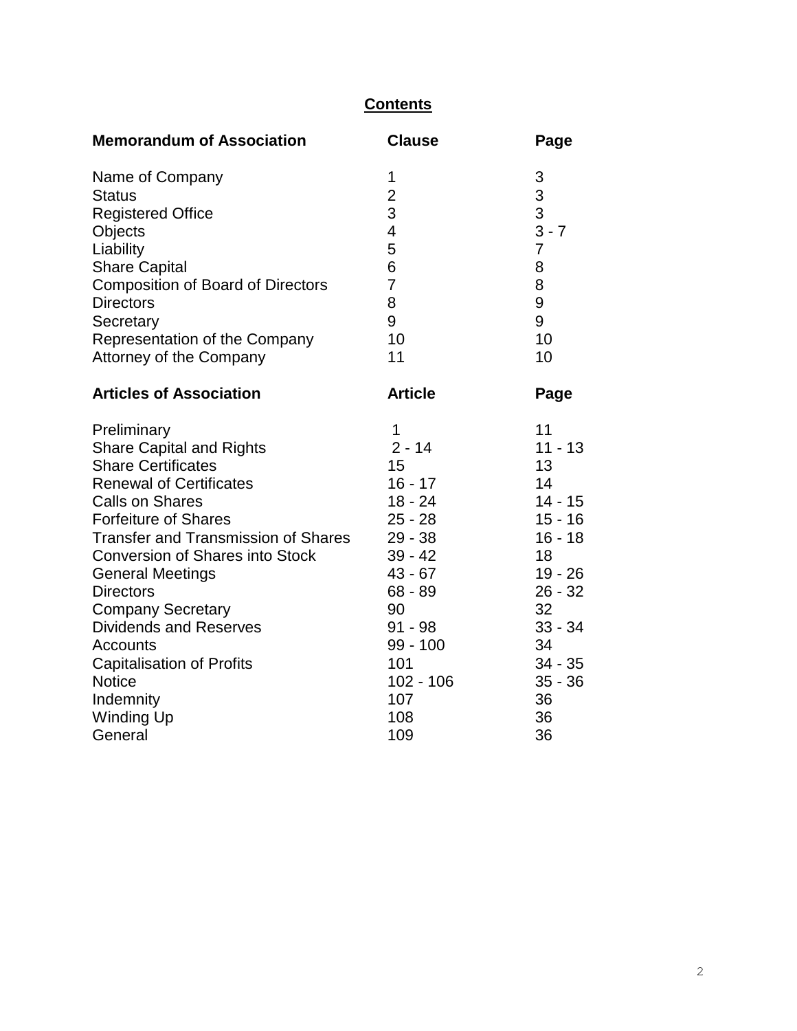## Contents

| Memorandum of Association | Clause | Page |
|---|---|---|
| Name of Company | 1 | 3 |
| Status | 2 | 3 |
| Registered Office | 3 | 3 |
| Objects | 4 | 3 - 7 |
| Liability | 5 | 7 |
| Share Capital | 6 | 8 |
| Composition of Board of Directors | 7 | 8 |
| Directors | 8 | 9 |
| Secretary | 9 | 9 |
| Representation of the Company | 10 | 10 |
| Attorney of the Company | 11 | 10 |

| Articles of Association | Article | Page |
|---|---|---|
| Preliminary | 1 | 11 |
| Share Capital and Rights | 2 - 14 | 11 - 13 |
| Share Certificates | 15 | 13 |
| Renewal of Certificates | 16 - 17 | 14 |
| Calls on Shares | 18 - 24 | 14 - 15 |
| Forfeiture of Shares | 25 - 28 | 15 - 16 |
| Transfer and Transmission of Shares | 29 - 38 | 16 - 18 |
| Conversion of Shares into Stock | 39 - 42 | 18 |
| General Meetings | 43 - 67 | 19 - 26 |
| Directors | 68 - 89 | 26 - 32 |
| Company Secretary | 90 | 32 |
| Dividends and Reserves | 91 - 98 | 33 - 34 |
| Accounts | 99 - 100 | 34 |
| Capitalisation of Profits | 101 | 34 - 35 |
| Notice | 102 - 106 | 35 - 36 |
| Indemnity | 107 | 36 |
| Winding Up | 108 | 36 |
| General | 109 | 36 |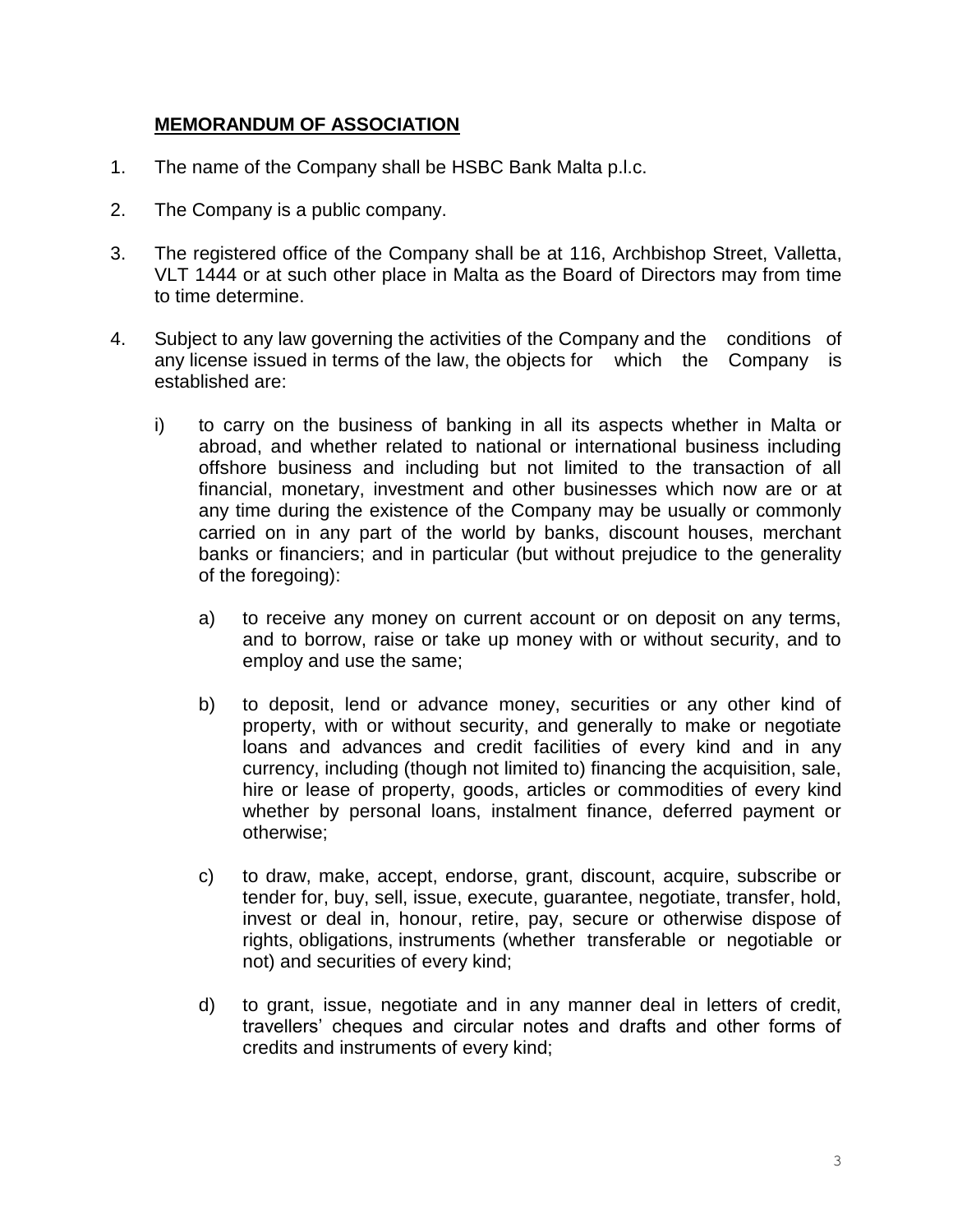## **MEMORANDUM OF ASSOCIATION**

1. The name of the Company shall be HSBC Bank Malta p.l.c.

2. The Company is a public company.

3. The registered office of the Company shall be at 116, Archbishop Street, Valletta, VLT 1444 or at such other place in Malta as the Board of Directors may from time to time determine.

4. Subject to any law governing the activities of the Company and the conditions of any license issued in terms of the law, the objects for which the Company is established are:

   i) to carry on the business of banking in all its aspects whether in Malta or abroad, and whether related to national or international business including offshore business and including but not limited to the transaction of all financial, monetary, investment and other businesses which now are or at any time during the existence of the Company may be usually or commonly carried on in any part of the world by banks, discount houses, merchant banks or financiers; and in particular (but without prejudice to the generality of the foregoing):

      a) to receive any money on current account or on deposit on any terms, and to borrow, raise or take up money with or without security, and to employ and use the same;

      b) to deposit, lend or advance money, securities or any other kind of property, with or without security, and generally to make or negotiate loans and advances and credit facilities of every kind and in any currency, including (though not limited to) financing the acquisition, sale, hire or lease of property, goods, articles or commodities of every kind whether by personal loans, instalment finance, deferred payment or otherwise;

      c) to draw, make, accept, endorse, grant, discount, acquire, subscribe or tender for, buy, sell, issue, execute, guarantee, negotiate, transfer, hold, invest or deal in, honour, retire, pay, secure or otherwise dispose of rights, obligations, instruments (whether transferable or negotiable or not) and securities of every kind;

      d) to grant, issue, negotiate and in any manner deal in letters of credit, travellers' cheques and circular notes and drafts and other forms of credits and instruments of every kind;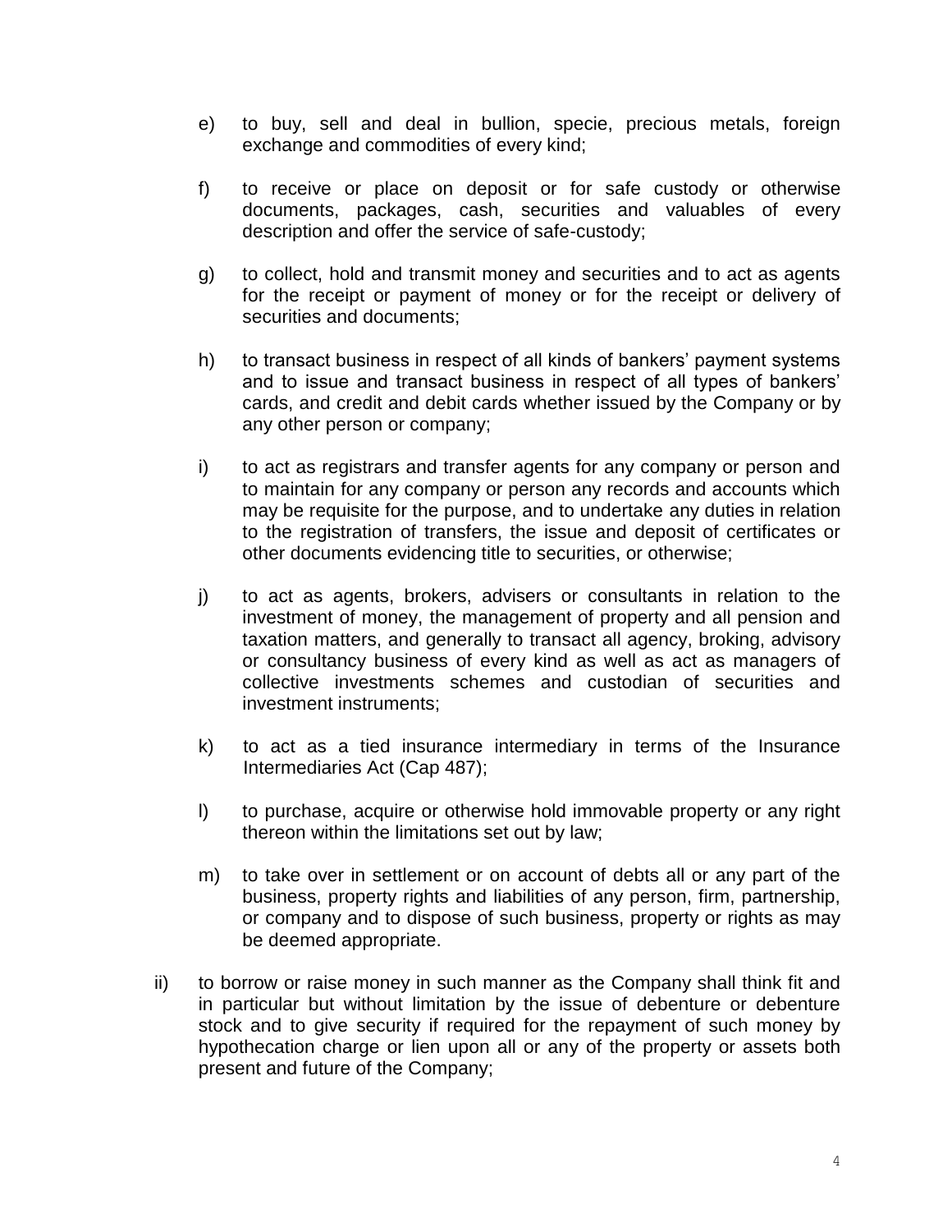e) to buy, sell and deal in bullion, specie, precious metals, foreign exchange and commodities of every kind;

f) to receive or place on deposit or for safe custody or otherwise documents, packages, cash, securities and valuables of every description and offer the service of safe-custody;

g) to collect, hold and transmit money and securities and to act as agents for the receipt or payment of money or for the receipt or delivery of securities and documents;

h) to transact business in respect of all kinds of bankers' payment systems and to issue and transact business in respect of all types of bankers' cards, and credit and debit cards whether issued by the Company or by any other person or company;

i) to act as registrars and transfer agents for any company or person and to maintain for any company or person any records and accounts which may be requisite for the purpose, and to undertake any duties in relation to the registration of transfers, the issue and deposit of certificates or other documents evidencing title to securities, or otherwise;

j) to act as agents, brokers, advisers or consultants in relation to the investment of money, the management of property and all pension and taxation matters, and generally to transact all agency, broking, advisory or consultancy business of every kind as well as act as managers of collective investments schemes and custodian of securities and investment instruments;

k) to act as a tied insurance intermediary in terms of the Insurance Intermediaries Act (Cap 487);

l) to purchase, acquire or otherwise hold immovable property or any right thereon within the limitations set out by law;

m) to take over in settlement or on account of debts all or any part of the business, property rights and liabilities of any person, firm, partnership, or company and to dispose of such business, property or rights as may be deemed appropriate.

ii) to borrow or raise money in such manner as the Company shall think fit and in particular but without limitation by the issue of debenture or debenture stock and to give security if required for the repayment of such money by hypothecation charge or lien upon all or any of the property or assets both present and future of the Company;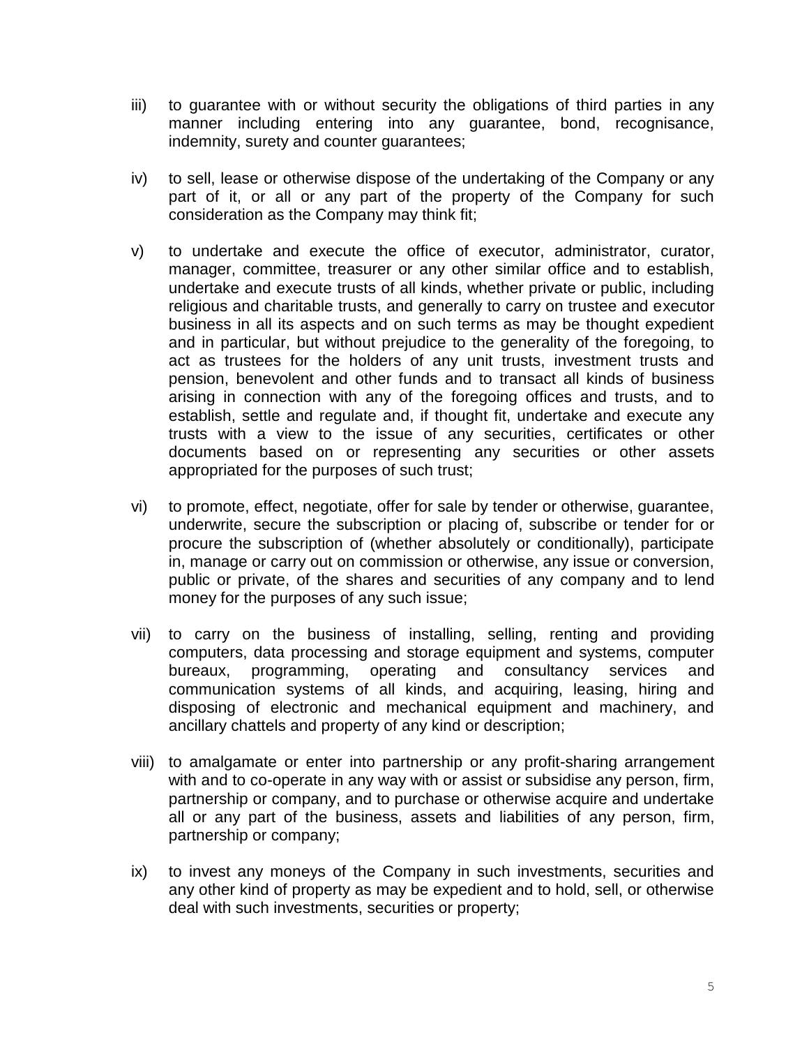iii) to guarantee with or without security the obligations of third parties in any manner including entering into any guarantee, bond, recognisance, indemnity, surety and counter guarantees;

iv) to sell, lease or otherwise dispose of the undertaking of the Company or any part of it, or all or any part of the property of the Company for such consideration as the Company may think fit;

v) to undertake and execute the office of executor, administrator, curator, manager, committee, treasurer or any other similar office and to establish, undertake and execute trusts of all kinds, whether private or public, including religious and charitable trusts, and generally to carry on trustee and executor business in all its aspects and on such terms as may be thought expedient and in particular, but without prejudice to the generality of the foregoing, to act as trustees for the holders of any unit trusts, investment trusts and pension, benevolent and other funds and to transact all kinds of business arising in connection with any of the foregoing offices and trusts, and to establish, settle and regulate and, if thought fit, undertake and execute any trusts with a view to the issue of any securities, certificates or other documents based on or representing any securities or other assets appropriated for the purposes of such trust;

vi) to promote, effect, negotiate, offer for sale by tender or otherwise, guarantee, underwrite, secure the subscription or placing of, subscribe or tender for or procure the subscription of (whether absolutely or conditionally), participate in, manage or carry out on commission or otherwise, any issue or conversion, public or private, of the shares and securities of any company and to lend money for the purposes of any such issue;

vii) to carry on the business of installing, selling, renting and providing computers, data processing and storage equipment and systems, computer bureaux, programming, operating and consultancy services and communication systems of all kinds, and acquiring, leasing, hiring and disposing of electronic and mechanical equipment and machinery, and ancillary chattels and property of any kind or description;

viii) to amalgamate or enter into partnership or any profit-sharing arrangement with and to co-operate in any way with or assist or subsidise any person, firm, partnership or company, and to purchase or otherwise acquire and undertake all or any part of the business, assets and liabilities of any person, firm, partnership or company;

ix) to invest any moneys of the Company in such investments, securities and any other kind of property as may be expedient and to hold, sell, or otherwise deal with such investments, securities or property;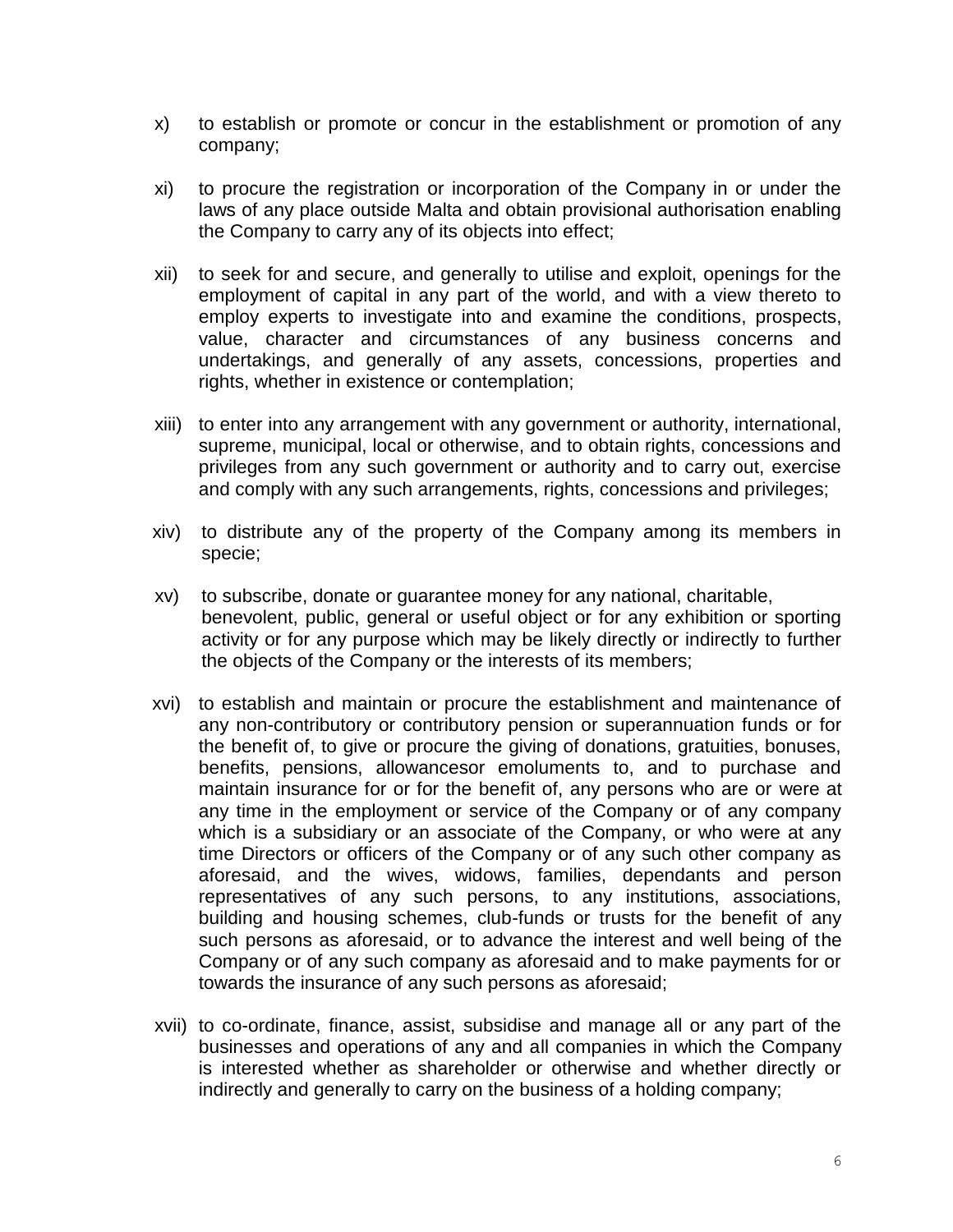x) to establish or promote or concur in the establishment or promotion of any company;

xi) to procure the registration or incorporation of the Company in or under the laws of any place outside Malta and obtain provisional authorisation enabling the Company to carry any of its objects into effect;

xii) to seek for and secure, and generally to utilise and exploit, openings for the employment of capital in any part of the world, and with a view thereto to employ experts to investigate into and examine the conditions, prospects, value, character and circumstances of any business concerns and undertakings, and generally of any assets, concessions, properties and rights, whether in existence or contemplation;

xiii) to enter into any arrangement with any government or authority, international, supreme, municipal, local or otherwise, and to obtain rights, concessions and privileges from any such government or authority and to carry out, exercise and comply with any such arrangements, rights, concessions and privileges;

xiv) to distribute any of the property of the Company among its members in specie;

xv) to subscribe, donate or guarantee money for any national, charitable, benevolent, public, general or useful object or for any exhibition or sporting activity or for any purpose which may be likely directly or indirectly to further the objects of the Company or the interests of its members;

xvi) to establish and maintain or procure the establishment and maintenance of any non-contributory or contributory pension or superannuation funds or for the benefit of, to give or procure the giving of donations, gratuities, bonuses, benefits, pensions, allowancesor emoluments to, and to purchase and maintain insurance for or for the benefit of, any persons who are or were at any time in the employment or service of the Company or of any company which is a subsidiary or an associate of the Company, or who were at any time Directors or officers of the Company or of any such other company as aforesaid, and the wives, widows, families, dependants and person representatives of any such persons, to any institutions, associations, building and housing schemes, club-funds or trusts for the benefit of any such persons as aforesaid, or to advance the interest and well being of the Company or of any such company as aforesaid and to make payments for or towards the insurance of any such persons as aforesaid;

xvii) to co-ordinate, finance, assist, subsidise and manage all or any part of the businesses and operations of any and all companies in which the Company is interested whether as shareholder or otherwise and whether directly or indirectly and generally to carry on the business of a holding company;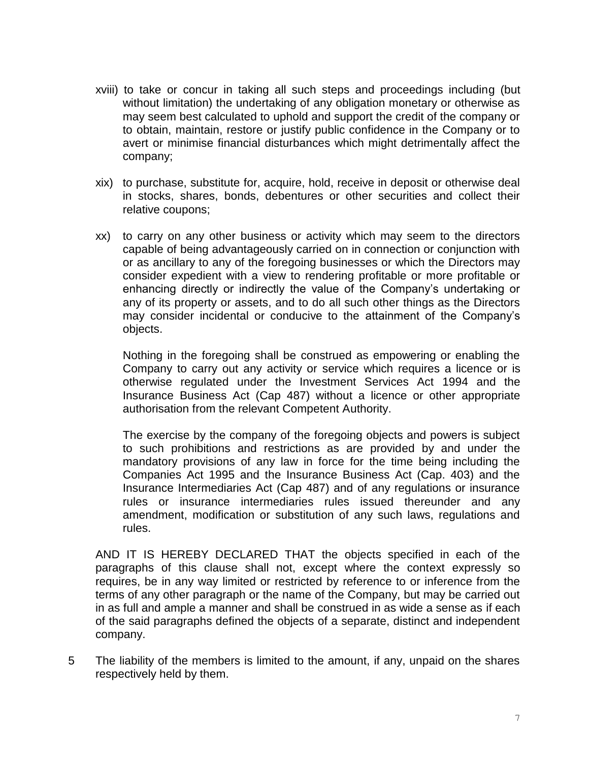xviii) to take or concur in taking all such steps and proceedings including (but without limitation) the undertaking of any obligation monetary or otherwise as may seem best calculated to uphold and support the credit of the company or to obtain, maintain, restore or justify public confidence in the Company or to avert or minimise financial disturbances which might detrimentally affect the company;

xix) to purchase, substitute for, acquire, hold, receive in deposit or otherwise deal in stocks, shares, bonds, debentures or other securities and collect their relative coupons;

xx) to carry on any other business or activity which may seem to the directors capable of being advantageously carried on in connection or conjunction with or as ancillary to any of the foregoing businesses or which the Directors may consider expedient with a view to rendering profitable or more profitable or enhancing directly or indirectly the value of the Company's undertaking or any of its property or assets, and to do all such other things as the Directors may consider incidental or conducive to the attainment of the Company's objects.

Nothing in the foregoing shall be construed as empowering or enabling the Company to carry out any activity or service which requires a licence or is otherwise regulated under the Investment Services Act 1994 and the Insurance Business Act (Cap 487) without a licence or other appropriate authorisation from the relevant Competent Authority.

The exercise by the company of the foregoing objects and powers is subject to such prohibitions and restrictions as are provided by and under the mandatory provisions of any law in force for the time being including the Companies Act 1995 and the Insurance Business Act (Cap. 403) and the Insurance Intermediaries Act (Cap 487) and of any regulations or insurance rules or insurance intermediaries rules issued thereunder and any amendment, modification or substitution of any such laws, regulations and rules.

AND IT IS HEREBY DECLARED THAT the objects specified in each of the paragraphs of this clause shall not, except where the context expressly so requires, be in any way limited or restricted by reference to or inference from the terms of any other paragraph or the name of the Company, but may be carried out in as full and ample a manner and shall be construed in as wide a sense as if each of the said paragraphs defined the objects of a separate, distinct and independent company.

5 The liability of the members is limited to the amount, if any, unpaid on the shares respectively held by them.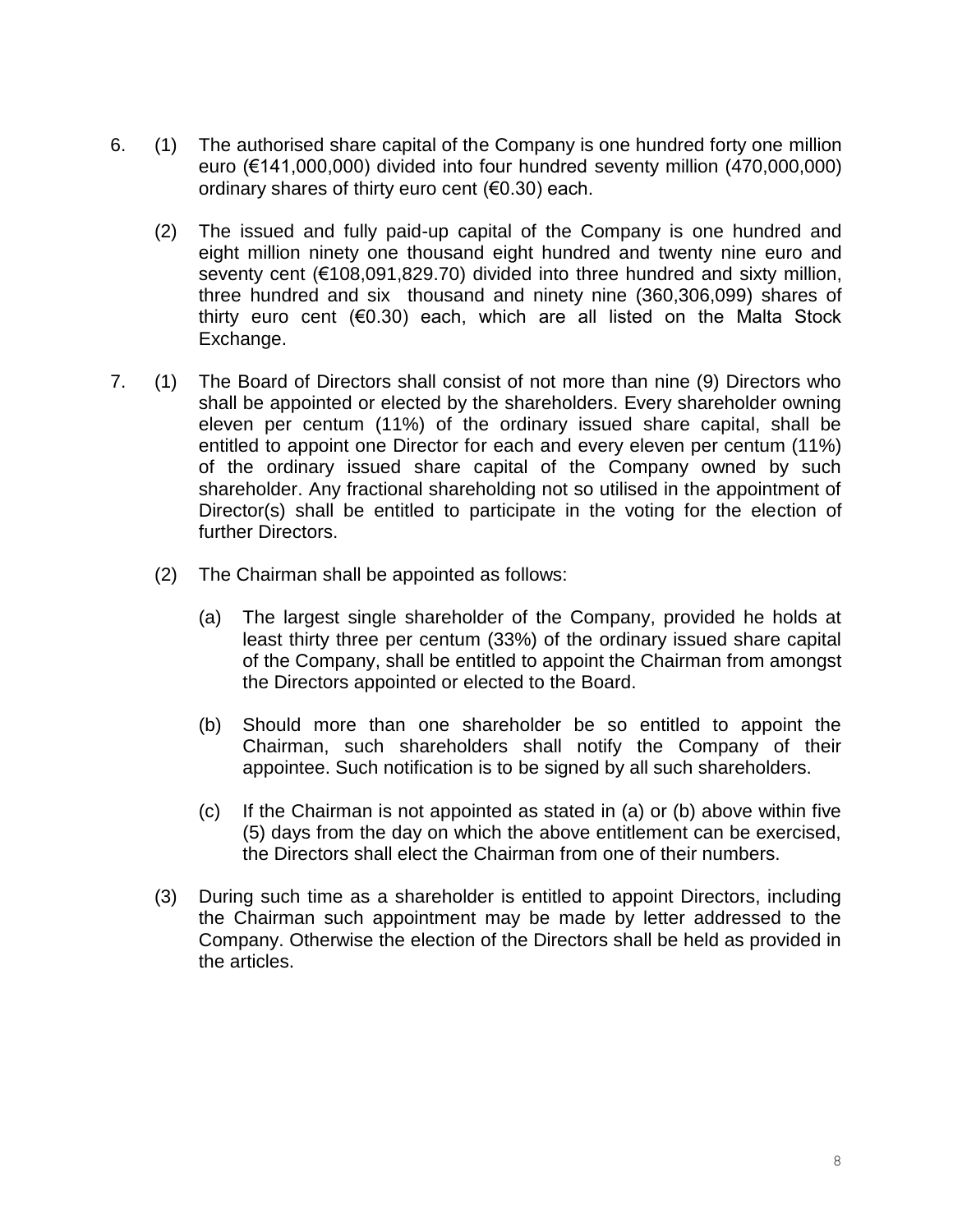6. (1) The authorised share capital of the Company is one hundred forty one million euro (€141,000,000) divided into four hundred seventy million (470,000,000) ordinary shares of thirty euro cent (€0.30) each.

   (2) The issued and fully paid-up capital of the Company is one hundred and eight million ninety one thousand eight hundred and twenty nine euro and seventy cent (€108,091,829.70) divided into three hundred and sixty million, three hundred and six thousand and ninety nine (360,306,099) shares of thirty euro cent (€0.30) each, which are all listed on the Malta Stock Exchange.

7. (1) The Board of Directors shall consist of not more than nine (9) Directors who shall be appointed or elected by the shareholders. Every shareholder owning eleven per centum (11%) of the ordinary issued share capital, shall be entitled to appoint one Director for each and every eleven per centum (11%) of the ordinary issued share capital of the Company owned by such shareholder. Any fractional shareholding not so utilised in the appointment of Director(s) shall be entitled to participate in the voting for the election of further Directors.

   (2) The Chairman shall be appointed as follows:

      (a) The largest single shareholder of the Company, provided he holds at least thirty three per centum (33%) of the ordinary issued share capital of the Company, shall be entitled to appoint the Chairman from amongst the Directors appointed or elected to the Board.

      (b) Should more than one shareholder be so entitled to appoint the Chairman, such shareholders shall notify the Company of their appointee. Such notification is to be signed by all such shareholders.

      (c) If the Chairman is not appointed as stated in (a) or (b) above within five (5) days from the day on which the above entitlement can be exercised, the Directors shall elect the Chairman from one of their numbers.

   (3) During such time as a shareholder is entitled to appoint Directors, including the Chairman such appointment may be made by letter addressed to the Company. Otherwise the election of the Directors shall be held as provided in the articles.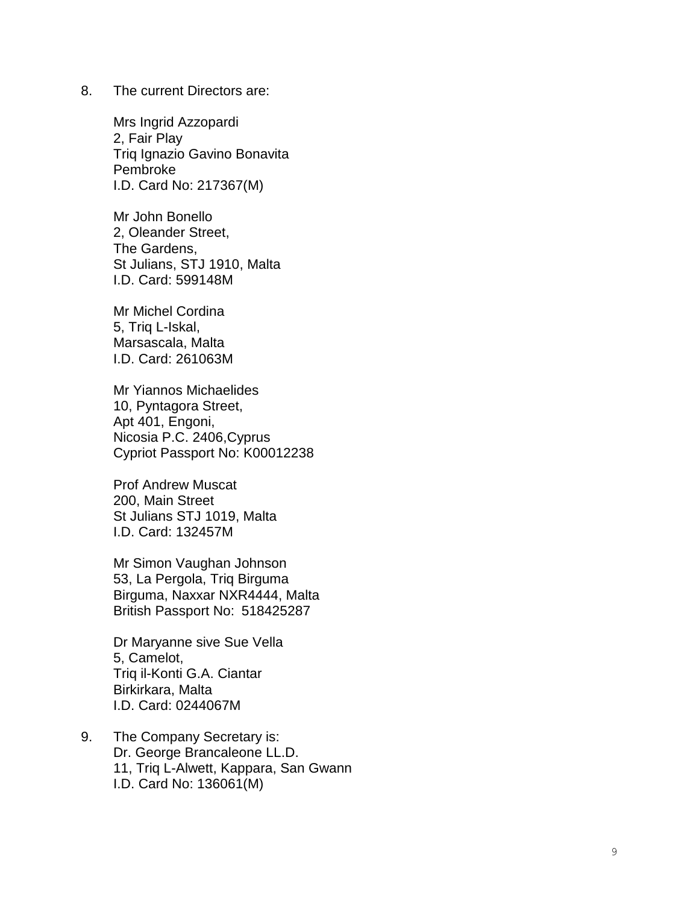8. The current Directors are:

   Mrs Ingrid Azzopardi
   2, Fair Play
   Triq Ignazio Gavino Bonavita
   Pembroke
   I.D. Card No: 217367(M)

   Mr John Bonello
   2, Oleander Street,
   The Gardens,
   St Julians, STJ 1910, Malta
   I.D. Card: 599148M

   Mr Michel Cordina
   5, Triq L-Iskal,
   Marsascala, Malta
   I.D. Card: 261063M

   Mr Yiannos Michaelides
   10, Pyntagora Street,
   Apt 401, Engoni,
   Nicosia P.C. 2406,Cyprus
   Cypriot Passport No: K00012238

   Prof Andrew Muscat
   200, Main Street
   St Julians STJ 1019, Malta
   I.D. Card: 132457M

   Mr Simon Vaughan Johnson
   53, La Pergola, Triq Birguma
   Birguma, Naxxar NXR4444, Malta
   British Passport No: 518425287

   Dr Maryanne sive Sue Vella
   5, Camelot,
   Triq il-Konti G.A. Ciantar
   Birkirkara, Malta
   I.D. Card: 0244067M

9. The Company Secretary is:
   Dr. George Brancaleone LL.D.
   11, Triq L-Alwett, Kappara, San Gwann
   I.D. Card No: 136061(M)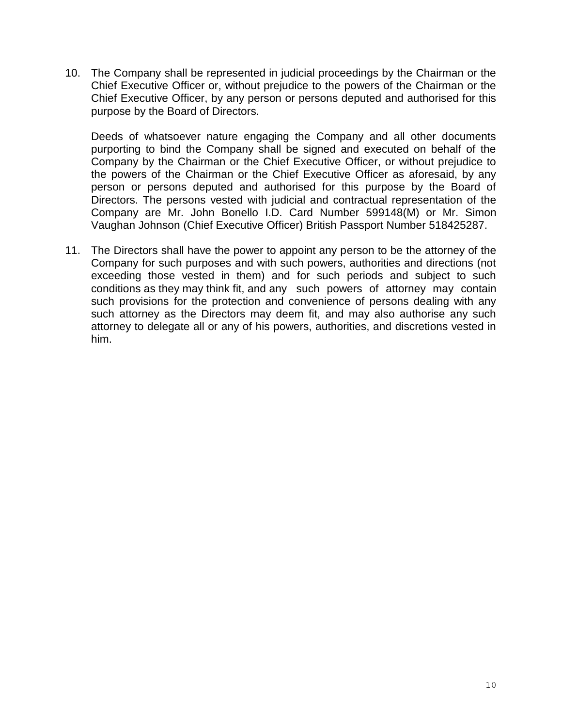10. The Company shall be represented in judicial proceedings by the Chairman or the Chief Executive Officer or, without prejudice to the powers of the Chairman or the Chief Executive Officer, by any person or persons deputed and authorised for this purpose by the Board of Directors.

    Deeds of whatsoever nature engaging the Company and all other documents purporting to bind the Company shall be signed and executed on behalf of the Company by the Chairman or the Chief Executive Officer, or without prejudice to the powers of the Chairman or the Chief Executive Officer as aforesaid, by any person or persons deputed and authorised for this purpose by the Board of Directors. The persons vested with judicial and contractual representation of the Company are Mr. John Bonello I.D. Card Number 599148(M) or Mr. Simon Vaughan Johnson (Chief Executive Officer) British Passport Number 518425287.

11. The Directors shall have the power to appoint any person to be the attorney of the Company for such purposes and with such powers, authorities and directions (not exceeding those vested in them) and for such periods and subject to such conditions as they may think fit, and any such powers of attorney may contain such provisions for the protection and convenience of persons dealing with any such attorney as the Directors may deem fit, and may also authorise any such attorney to delegate all or any of his powers, authorities, and discretions vested in him.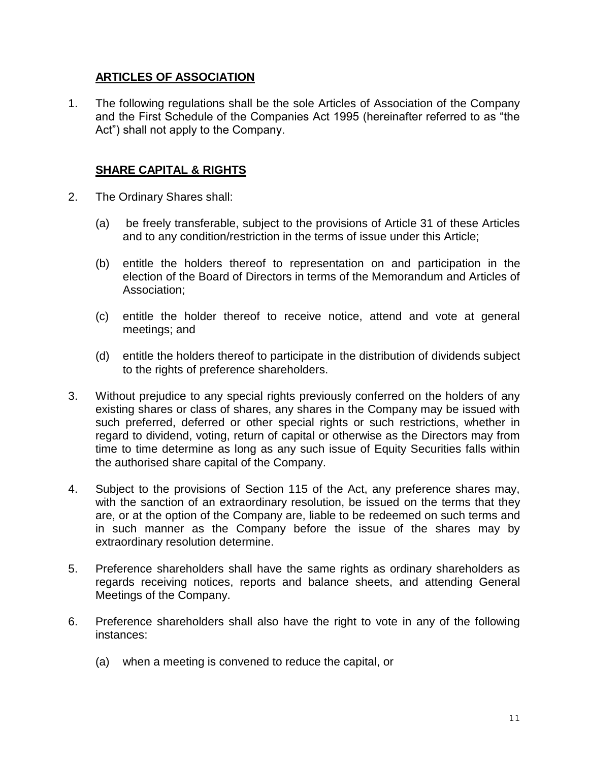## ARTICLES OF ASSOCIATION

1. The following regulations shall be the sole Articles of Association of the Company and the First Schedule of the Companies Act 1995 (hereinafter referred to as "the Act") shall not apply to the Company.

## SHARE CAPITAL & RIGHTS

2. The Ordinary Shares shall:

   (a) be freely transferable, subject to the provisions of Article 31 of these Articles and to any condition/restriction in the terms of issue under this Article;

   (b) entitle the holders thereof to representation on and participation in the election of the Board of Directors in terms of the Memorandum and Articles of Association;

   (c) entitle the holder thereof to receive notice, attend and vote at general meetings; and

   (d) entitle the holders thereof to participate in the distribution of dividends subject to the rights of preference shareholders.

3. Without prejudice to any special rights previously conferred on the holders of any existing shares or class of shares, any shares in the Company may be issued with such preferred, deferred or other special rights or such restrictions, whether in regard to dividend, voting, return of capital or otherwise as the Directors may from time to time determine as long as any such issue of Equity Securities falls within the authorised share capital of the Company.

4. Subject to the provisions of Section 115 of the Act, any preference shares may, with the sanction of an extraordinary resolution, be issued on the terms that they are, or at the option of the Company are, liable to be redeemed on such terms and in such manner as the Company before the issue of the shares may by extraordinary resolution determine.

5. Preference shareholders shall have the same rights as ordinary shareholders as regards receiving notices, reports and balance sheets, and attending General Meetings of the Company.

6. Preference shareholders shall also have the right to vote in any of the following instances:

   (a) when a meeting is convened to reduce the capital, or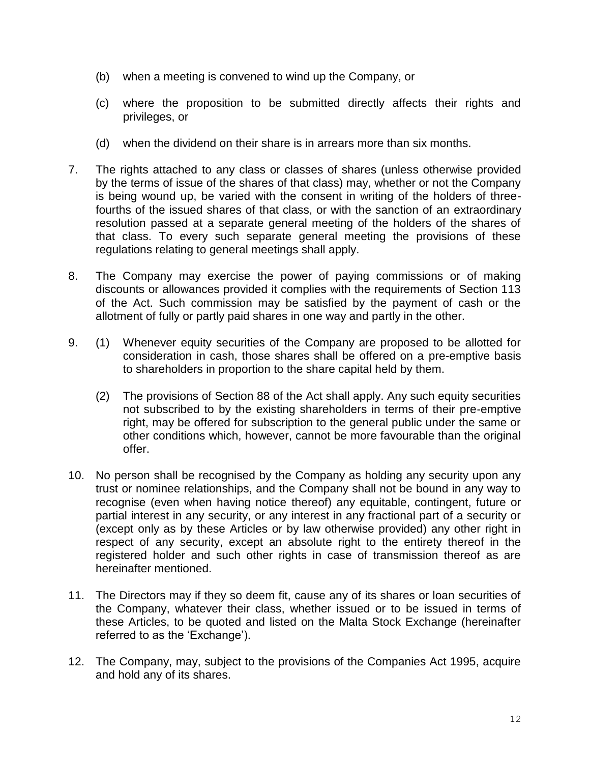(b) when a meeting is convened to wind up the Company, or

(c) where the proposition to be submitted directly affects their rights and privileges, or

(d) when the dividend on their share is in arrears more than six months.

7. The rights attached to any class or classes of shares (unless otherwise provided by the terms of issue of the shares of that class) may, whether or not the Company is being wound up, be varied with the consent in writing of the holders of three-fourths of the issued shares of that class, or with the sanction of an extraordinary resolution passed at a separate general meeting of the holders of the shares of that class. To every such separate general meeting the provisions of these regulations relating to general meetings shall apply.

8. The Company may exercise the power of paying commissions or of making discounts or allowances provided it complies with the requirements of Section 113 of the Act. Such commission may be satisfied by the payment of cash or the allotment of fully or partly paid shares in one way and partly in the other.

9. (1) Whenever equity securities of the Company are proposed to be allotted for consideration in cash, those shares shall be offered on a pre-emptive basis to shareholders in proportion to the share capital held by them.

   (2) The provisions of Section 88 of the Act shall apply. Any such equity securities not subscribed to by the existing shareholders in terms of their pre-emptive right, may be offered for subscription to the general public under the same or other conditions which, however, cannot be more favourable than the original offer.

10. No person shall be recognised by the Company as holding any security upon any trust or nominee relationships, and the Company shall not be bound in any way to recognise (even when having notice thereof) any equitable, contingent, future or partial interest in any security, or any interest in any fractional part of a security or (except only as by these Articles or by law otherwise provided) any other right in respect of any security, except an absolute right to the entirety thereof in the registered holder and such other rights in case of transmission thereof as are hereinafter mentioned.

11. The Directors may if they so deem fit, cause any of its shares or loan securities of the Company, whatever their class, whether issued or to be issued in terms of these Articles, to be quoted and listed on the Malta Stock Exchange (hereinafter referred to as the 'Exchange').

12. The Company, may, subject to the provisions of the Companies Act 1995, acquire and hold any of its shares.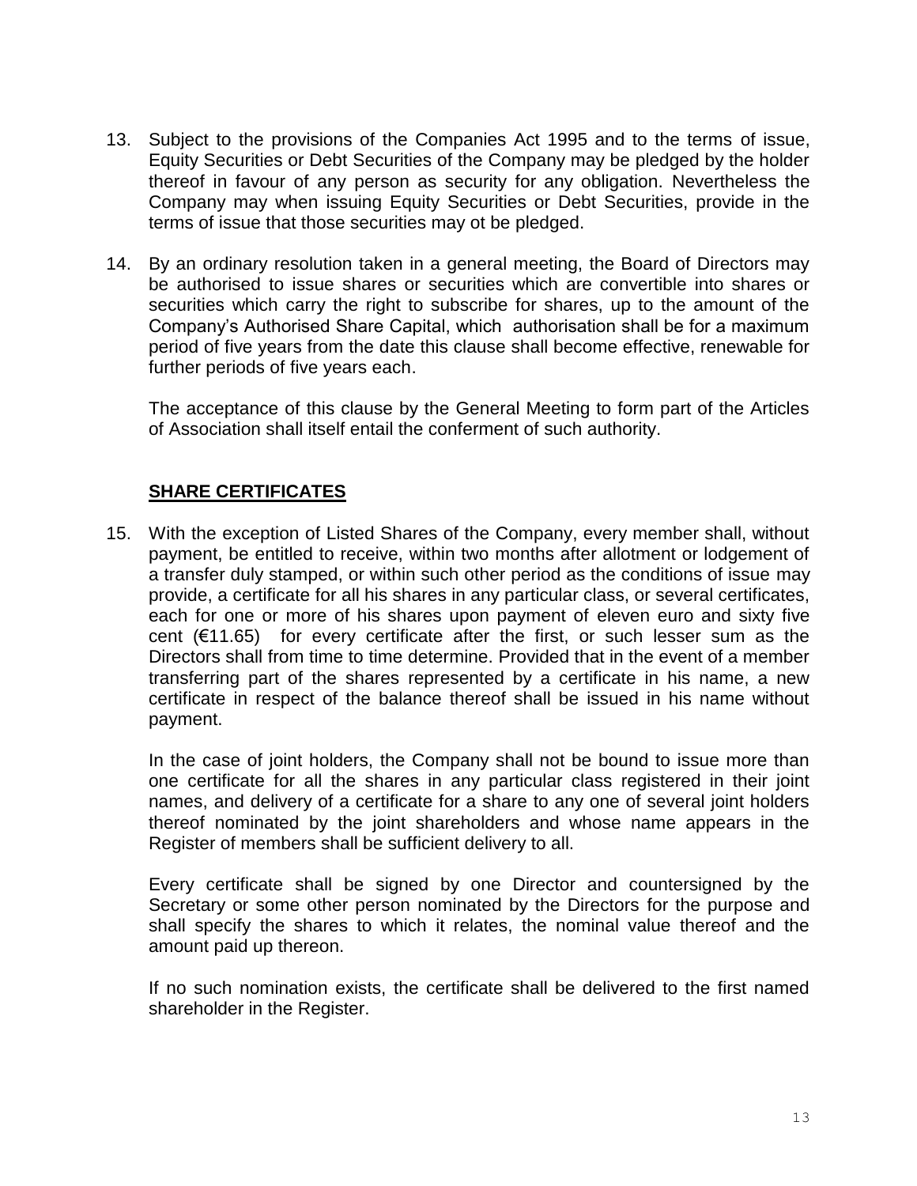13. Subject to the provisions of the Companies Act 1995 and to the terms of issue, Equity Securities or Debt Securities of the Company may be pledged by the holder thereof in favour of any person as security for any obligation. Nevertheless the Company may when issuing Equity Securities or Debt Securities, provide in the terms of issue that those securities may ot be pledged.

14. By an ordinary resolution taken in a general meeting, the Board of Directors may be authorised to issue shares or securities which are convertible into shares or securities which carry the right to subscribe for shares, up to the amount of the Company's Authorised Share Capital, which authorisation shall be for a maximum period of five years from the date this clause shall become effective, renewable for further periods of five years each.

    The acceptance of this clause by the General Meeting to form part of the Articles of Association shall itself entail the conferment of such authority.

## SHARE CERTIFICATES

15. With the exception of Listed Shares of the Company, every member shall, without payment, be entitled to receive, within two months after allotment or lodgement of a transfer duly stamped, or within such other period as the conditions of issue may provide, a certificate for all his shares in any particular class, or several certificates, each for one or more of his shares upon payment of eleven euro and sixty five cent (€11.65) for every certificate after the first, or such lesser sum as the Directors shall from time to time determine. Provided that in the event of a member transferring part of the shares represented by a certificate in his name, a new certificate in respect of the balance thereof shall be issued in his name without payment.

    In the case of joint holders, the Company shall not be bound to issue more than one certificate for all the shares in any particular class registered in their joint names, and delivery of a certificate for a share to any one of several joint holders thereof nominated by the joint shareholders and whose name appears in the Register of members shall be sufficient delivery to all.

    Every certificate shall be signed by one Director and countersigned by the Secretary or some other person nominated by the Directors for the purpose and shall specify the shares to which it relates, the nominal value thereof and the amount paid up thereon.

    If no such nomination exists, the certificate shall be delivered to the first named shareholder in the Register.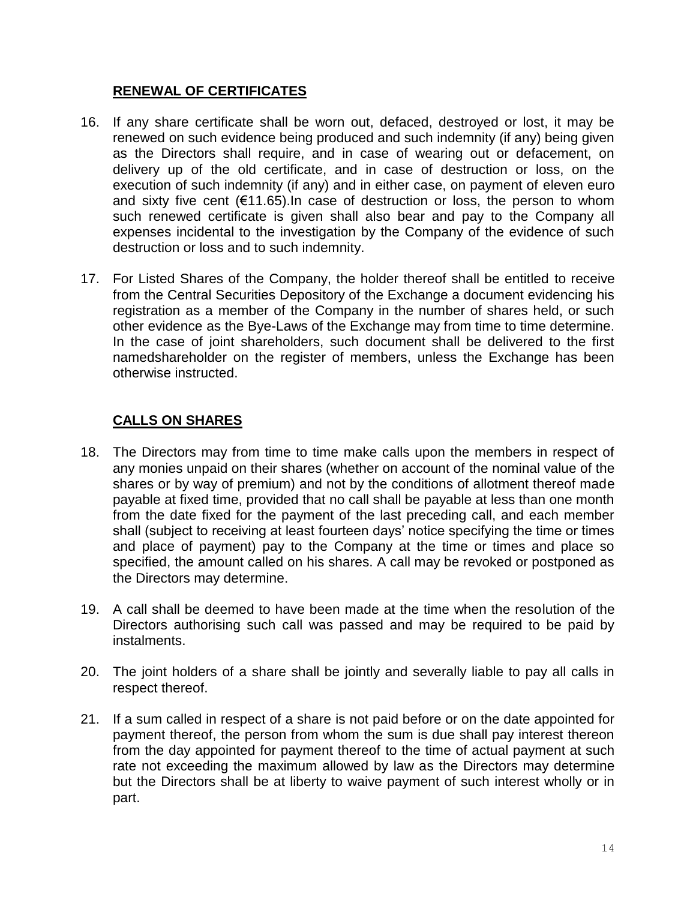## RENEWAL OF CERTIFICATES

16. If any share certificate shall be worn out, defaced, destroyed or lost, it may be renewed on such evidence being produced and such indemnity (if any) being given as the Directors shall require, and in case of wearing out or defacement, on delivery up of the old certificate, and in case of destruction or loss, on the execution of such indemnity (if any) and in either case, on payment of eleven euro and sixty five cent (€11.65).In case of destruction or loss, the person to whom such renewed certificate is given shall also bear and pay to the Company all expenses incidental to the investigation by the Company of the evidence of such destruction or loss and to such indemnity.

17. For Listed Shares of the Company, the holder thereof shall be entitled to receive from the Central Securities Depository of the Exchange a document evidencing his registration as a member of the Company in the number of shares held, or such other evidence as the Bye-Laws of the Exchange may from time to time determine. In the case of joint shareholders, such document shall be delivered to the first namedshareholder on the register of members, unless the Exchange has been otherwise instructed.

## CALLS ON SHARES

18. The Directors may from time to time make calls upon the members in respect of any monies unpaid on their shares (whether on account of the nominal value of the shares or by way of premium) and not by the conditions of allotment thereof made payable at fixed time, provided that no call shall be payable at less than one month from the date fixed for the payment of the last preceding call, and each member shall (subject to receiving at least fourteen days' notice specifying the time or times and place of payment) pay to the Company at the time or times and place so specified, the amount called on his shares. A call may be revoked or postponed as the Directors may determine.

19. A call shall be deemed to have been made at the time when the resolution of the Directors authorising such call was passed and may be required to be paid by instalments.

20. The joint holders of a share shall be jointly and severally liable to pay all calls in respect thereof.

21. If a sum called in respect of a share is not paid before or on the date appointed for payment thereof, the person from whom the sum is due shall pay interest thereon from the day appointed for payment thereof to the time of actual payment at such rate not exceeding the maximum allowed by law as the Directors may determine but the Directors shall be at liberty to waive payment of such interest wholly or in part.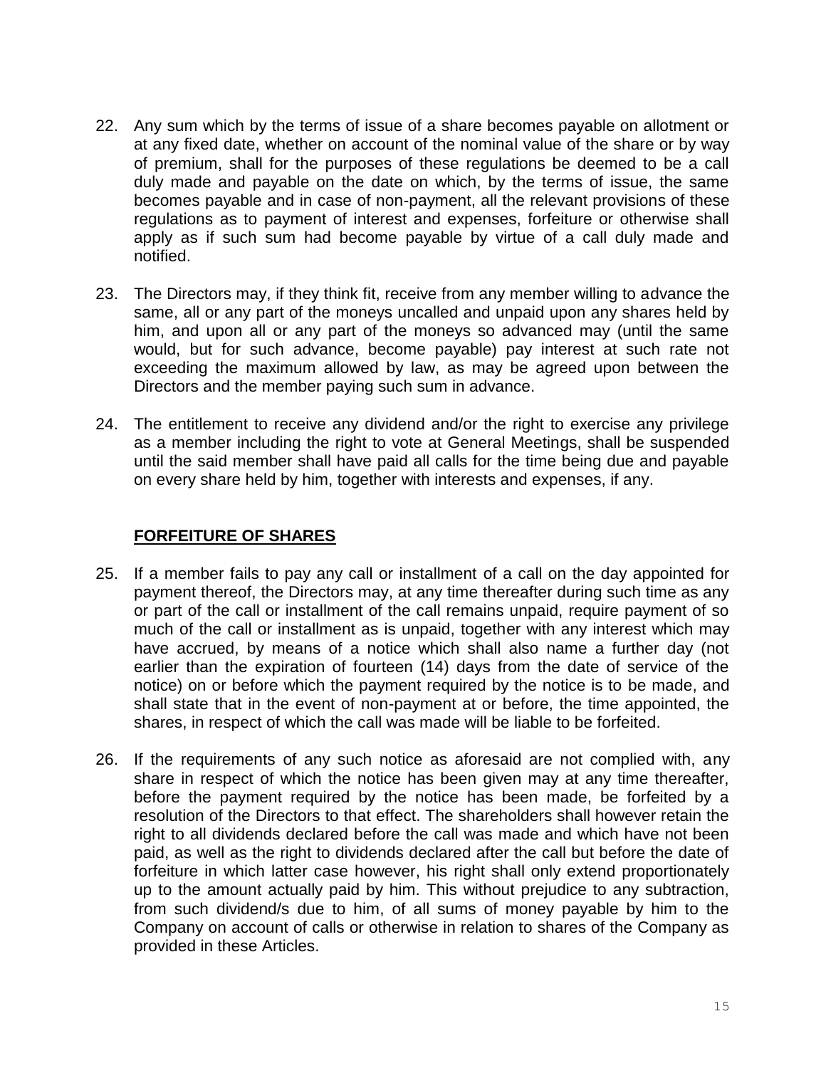22. Any sum which by the terms of issue of a share becomes payable on allotment or at any fixed date, whether on account of the nominal value of the share or by way of premium, shall for the purposes of these regulations be deemed to be a call duly made and payable on the date on which, by the terms of issue, the same becomes payable and in case of non-payment, all the relevant provisions of these regulations as to payment of interest and expenses, forfeiture or otherwise shall apply as if such sum had become payable by virtue of a call duly made and notified.

23. The Directors may, if they think fit, receive from any member willing to advance the same, all or any part of the moneys uncalled and unpaid upon any shares held by him, and upon all or any part of the moneys so advanced may (until the same would, but for such advance, become payable) pay interest at such rate not exceeding the maximum allowed by law, as may be agreed upon between the Directors and the member paying such sum in advance.

24. The entitlement to receive any dividend and/or the right to exercise any privilege as a member including the right to vote at General Meetings, shall be suspended until the said member shall have paid all calls for the time being due and payable on every share held by him, together with interests and expenses, if any.

## FORFEITURE OF SHARES

25. If a member fails to pay any call or installment of a call on the day appointed for payment thereof, the Directors may, at any time thereafter during such time as any or part of the call or installment of the call remains unpaid, require payment of so much of the call or installment as is unpaid, together with any interest which may have accrued, by means of a notice which shall also name a further day (not earlier than the expiration of fourteen (14) days from the date of service of the notice) on or before which the payment required by the notice is to be made, and shall state that in the event of non-payment at or before, the time appointed, the shares, in respect of which the call was made will be liable to be forfeited.

26. If the requirements of any such notice as aforesaid are not complied with, any share in respect of which the notice has been given may at any time thereafter, before the payment required by the notice has been made, be forfeited by a resolution of the Directors to that effect. The shareholders shall however retain the right to all dividends declared before the call was made and which have not been paid, as well as the right to dividends declared after the call but before the date of forfeiture in which latter case however, his right shall only extend proportionately up to the amount actually paid by him. This without prejudice to any subtraction, from such dividend/s due to him, of all sums of money payable by him to the Company on account of calls or otherwise in relation to shares of the Company as provided in these Articles.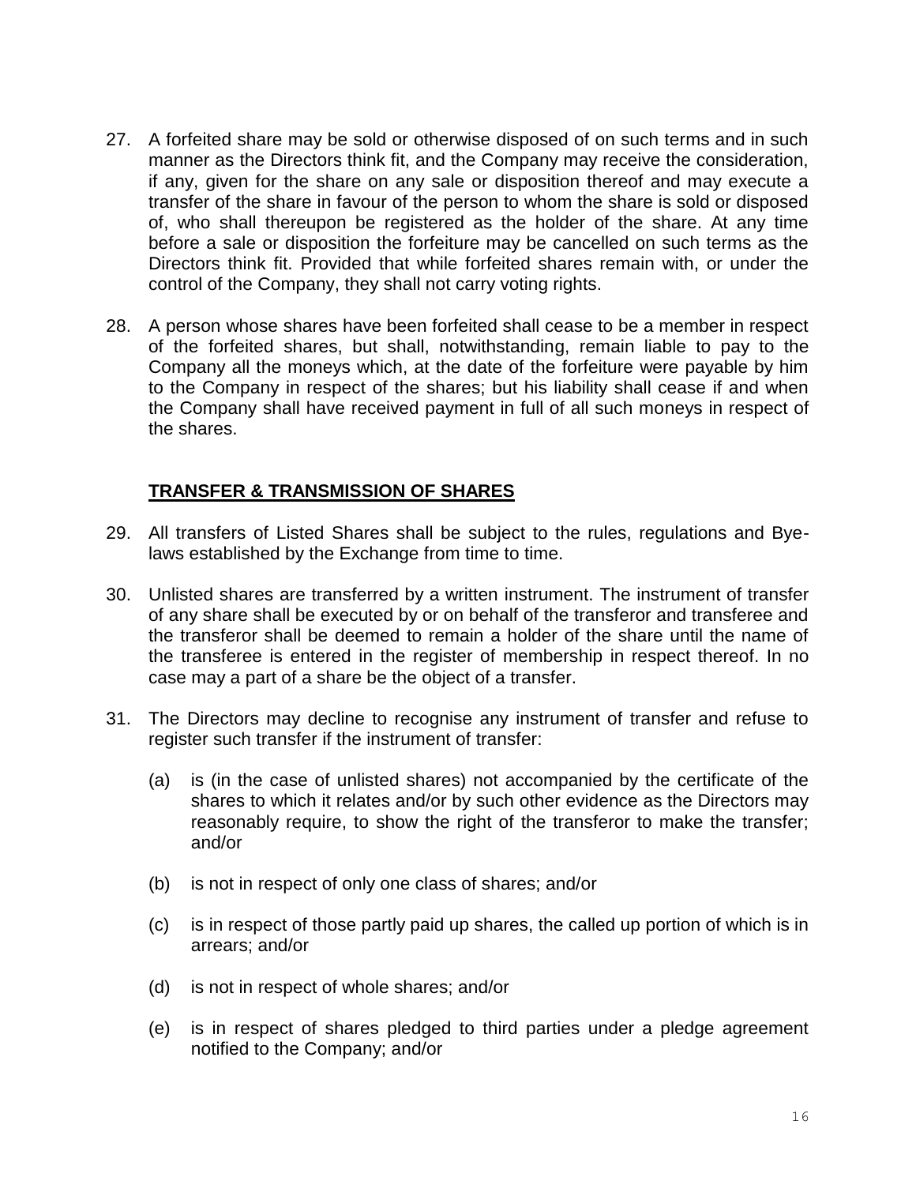27. A forfeited share may be sold or otherwise disposed of on such terms and in such manner as the Directors think fit, and the Company may receive the consideration, if any, given for the share on any sale or disposition thereof and may execute a transfer of the share in favour of the person to whom the share is sold or disposed of, who shall thereupon be registered as the holder of the share. At any time before a sale or disposition the forfeiture may be cancelled on such terms as the Directors think fit. Provided that while forfeited shares remain with, or under the control of the Company, they shall not carry voting rights.

28. A person whose shares have been forfeited shall cease to be a member in respect of the forfeited shares, but shall, notwithstanding, remain liable to pay to the Company all the moneys which, at the date of the forfeiture were payable by him to the Company in respect of the shares; but his liability shall cease if and when the Company shall have received payment in full of all such moneys in respect of the shares.

## **TRANSFER & TRANSMISSION OF SHARES**

29. All transfers of Listed Shares shall be subject to the rules, regulations and Bye-laws established by the Exchange from time to time.

30. Unlisted shares are transferred by a written instrument. The instrument of transfer of any share shall be executed by or on behalf of the transferor and transferee and the transferor shall be deemed to remain a holder of the share until the name of the transferee is entered in the register of membership in respect thereof. In no case may a part of a share be the object of a transfer.

31. The Directors may decline to recognise any instrument of transfer and refuse to register such transfer if the instrument of transfer:

    (a) is (in the case of unlisted shares) not accompanied by the certificate of the shares to which it relates and/or by such other evidence as the Directors may reasonably require, to show the right of the transferor to make the transfer; and/or

    (b) is not in respect of only one class of shares; and/or

    (c) is in respect of those partly paid up shares, the called up portion of which is in arrears; and/or

    (d) is not in respect of whole shares; and/or

    (e) is in respect of shares pledged to third parties under a pledge agreement notified to the Company; and/or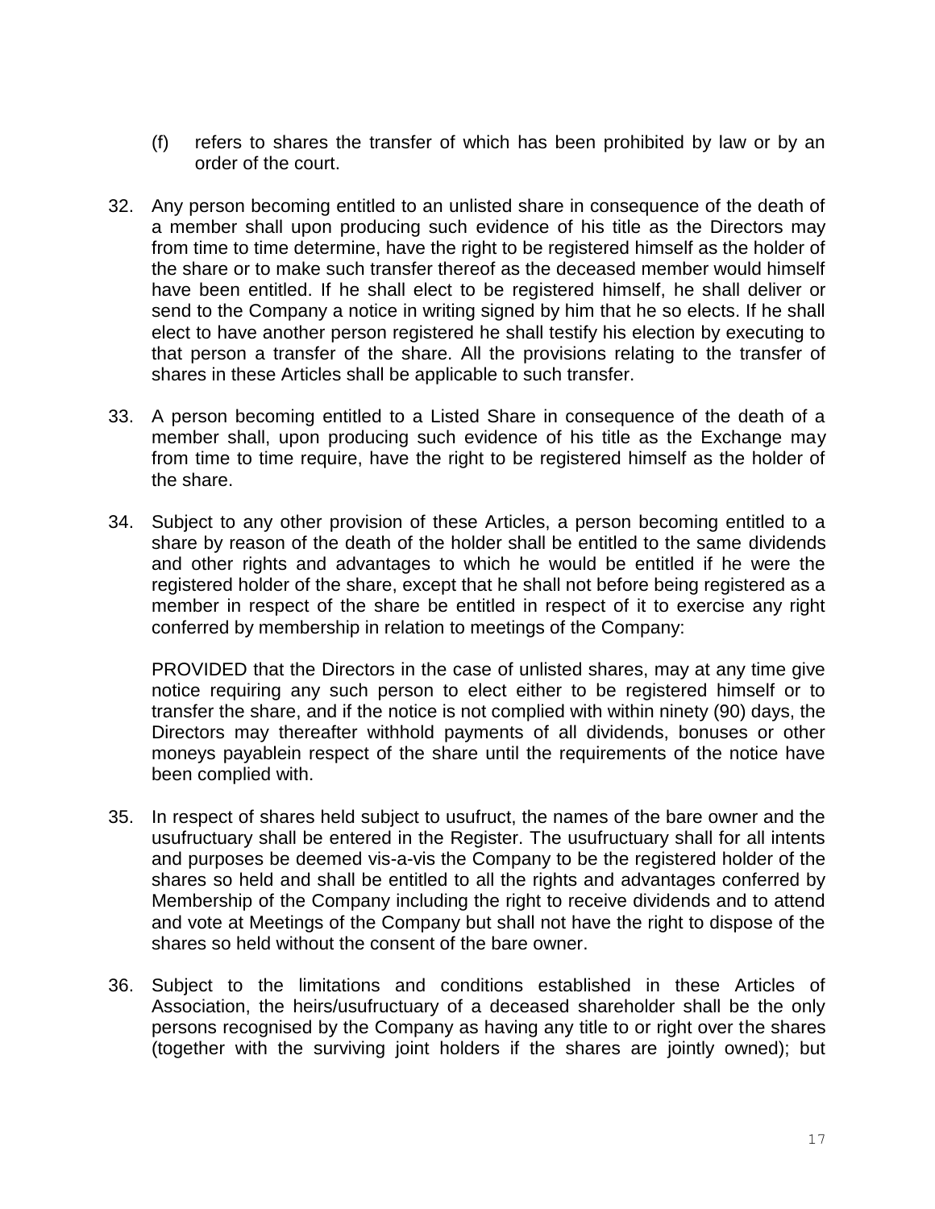(f) refers to shares the transfer of which has been prohibited by law or by an order of the court.

32. Any person becoming entitled to an unlisted share in consequence of the death of a member shall upon producing such evidence of his title as the Directors may from time to time determine, have the right to be registered himself as the holder of the share or to make such transfer thereof as the deceased member would himself have been entitled. If he shall elect to be registered himself, he shall deliver or send to the Company a notice in writing signed by him that he so elects. If he shall elect to have another person registered he shall testify his election by executing to that person a transfer of the share. All the provisions relating to the transfer of shares in these Articles shall be applicable to such transfer.

33. A person becoming entitled to a Listed Share in consequence of the death of a member shall, upon producing such evidence of his title as the Exchange may from time to time require, have the right to be registered himself as the holder of the share.

34. Subject to any other provision of these Articles, a person becoming entitled to a share by reason of the death of the holder shall be entitled to the same dividends and other rights and advantages to which he would be entitled if he were the registered holder of the share, except that he shall not before being registered as a member in respect of the share be entitled in respect of it to exercise any right conferred by membership in relation to meetings of the Company:

    PROVIDED that the Directors in the case of unlisted shares, may at any time give notice requiring any such person to elect either to be registered himself or to transfer the share, and if the notice is not complied with within ninety (90) days, the Directors may thereafter withhold payments of all dividends, bonuses or other moneys payablein respect of the share until the requirements of the notice have been complied with.

35. In respect of shares held subject to usufruct, the names of the bare owner and the usufructuary shall be entered in the Register. The usufructuary shall for all intents and purposes be deemed vis-a-vis the Company to be the registered holder of the shares so held and shall be entitled to all the rights and advantages conferred by Membership of the Company including the right to receive dividends and to attend and vote at Meetings of the Company but shall not have the right to dispose of the shares so held without the consent of the bare owner.

36. Subject to the limitations and conditions established in these Articles of Association, the heirs/usufructuary of a deceased shareholder shall be the only persons recognised by the Company as having any title to or right over the shares (together with the surviving joint holders if the shares are jointly owned); but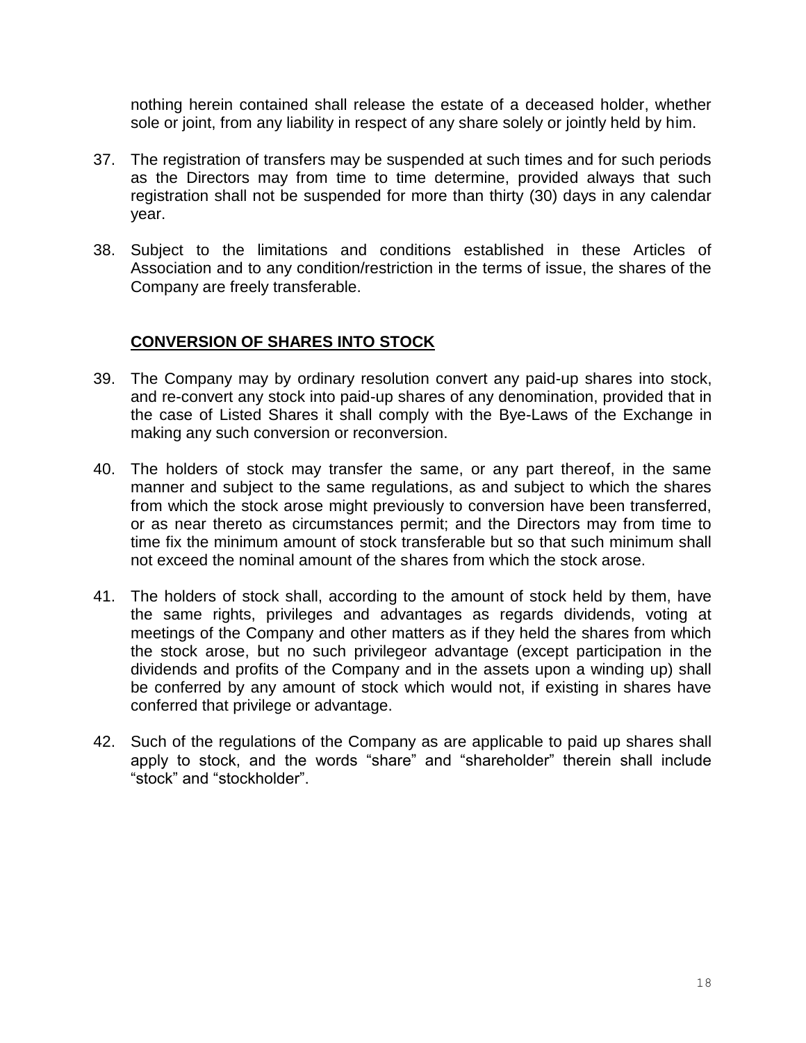nothing herein contained shall release the estate of a deceased holder, whether sole or joint, from any liability in respect of any share solely or jointly held by him.

37. The registration of transfers may be suspended at such times and for such periods as the Directors may from time to time determine, provided always that such registration shall not be suspended for more than thirty (30) days in any calendar year.

38. Subject to the limitations and conditions established in these Articles of Association and to any condition/restriction in the terms of issue, the shares of the Company are freely transferable.

## CONVERSION OF SHARES INTO STOCK

39. The Company may by ordinary resolution convert any paid-up shares into stock, and re-convert any stock into paid-up shares of any denomination, provided that in the case of Listed Shares it shall comply with the Bye-Laws of the Exchange in making any such conversion or reconversion.

40. The holders of stock may transfer the same, or any part thereof, in the same manner and subject to the same regulations, as and subject to which the shares from which the stock arose might previously to conversion have been transferred, or as near thereto as circumstances permit; and the Directors may from time to time fix the minimum amount of stock transferable but so that such minimum shall not exceed the nominal amount of the shares from which the stock arose.

41. The holders of stock shall, according to the amount of stock held by them, have the same rights, privileges and advantages as regards dividends, voting at meetings of the Company and other matters as if they held the shares from which the stock arose, but no such privilegeor advantage (except participation in the dividends and profits of the Company and in the assets upon a winding up) shall be conferred by any amount of stock which would not, if existing in shares have conferred that privilege or advantage.

42. Such of the regulations of the Company as are applicable to paid up shares shall apply to stock, and the words “share” and “shareholder” therein shall include “stock” and “stockholder”.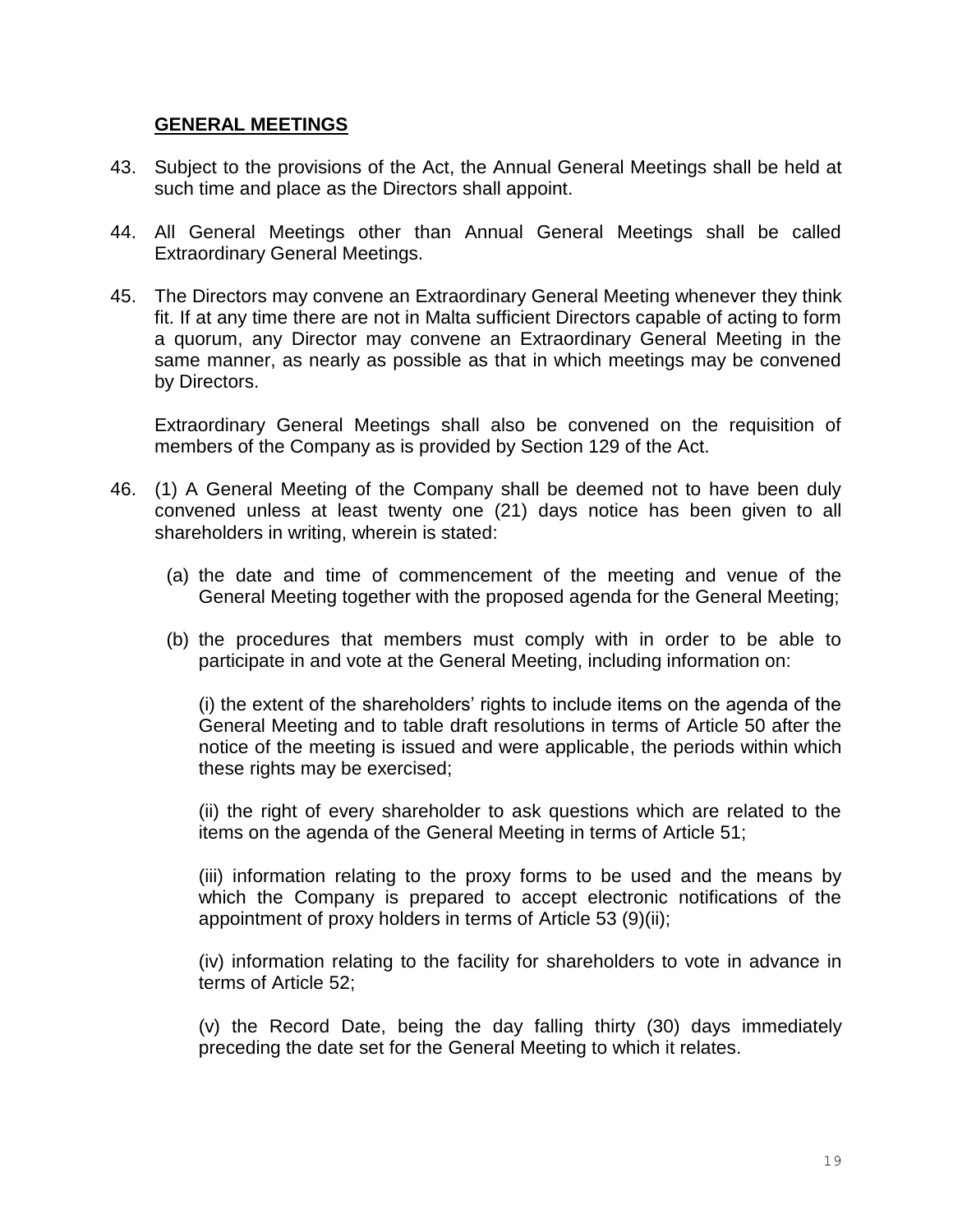## GENERAL MEETINGS

43. Subject to the provisions of the Act, the Annual General Meetings shall be held at such time and place as the Directors shall appoint.

44. All General Meetings other than Annual General Meetings shall be called Extraordinary General Meetings.

45. The Directors may convene an Extraordinary General Meeting whenever they think fit. If at any time there are not in Malta sufficient Directors capable of acting to form a quorum, any Director may convene an Extraordinary General Meeting in the same manner, as nearly as possible as that in which meetings may be convened by Directors.

    Extraordinary General Meetings shall also be convened on the requisition of members of the Company as is provided by Section 129 of the Act.

46. (1) A General Meeting of the Company shall be deemed not to have been duly convened unless at least twenty one (21) days notice has been given to all shareholders in writing, wherein is stated:

    (a) the date and time of commencement of the meeting and venue of the General Meeting together with the proposed agenda for the General Meeting;

    (b) the procedures that members must comply with in order to be able to participate in and vote at the General Meeting, including information on:

    (i) the extent of the shareholders' rights to include items on the agenda of the General Meeting and to table draft resolutions in terms of Article 50 after the notice of the meeting is issued and were applicable, the periods within which these rights may be exercised;

    (ii) the right of every shareholder to ask questions which are related to the items on the agenda of the General Meeting in terms of Article 51;

    (iii) information relating to the proxy forms to be used and the means by which the Company is prepared to accept electronic notifications of the appointment of proxy holders in terms of Article 53 (9)(ii);

    (iv) information relating to the facility for shareholders to vote in advance in terms of Article 52;

    (v) the Record Date, being the day falling thirty (30) days immediately preceding the date set for the General Meeting to which it relates.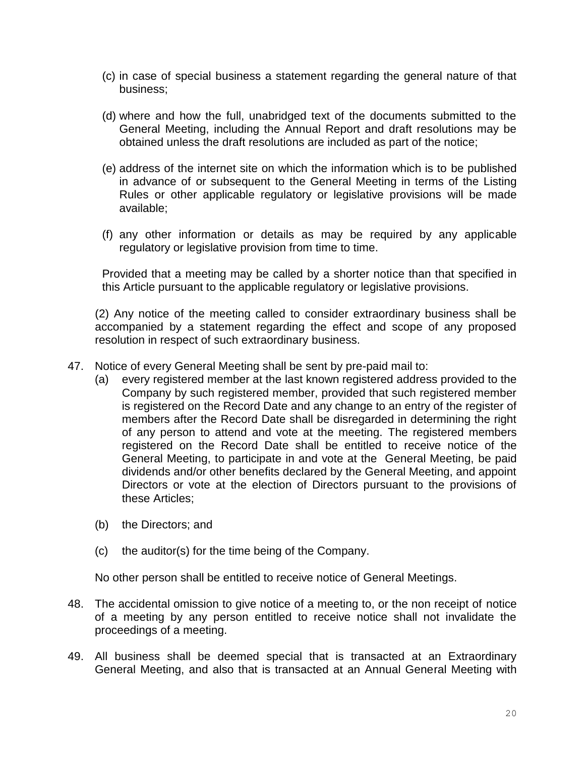(c) in case of special business a statement regarding the general nature of that business;

(d) where and how the full, unabridged text of the documents submitted to the General Meeting, including the Annual Report and draft resolutions may be obtained unless the draft resolutions are included as part of the notice;

(e) address of the internet site on which the information which is to be published in advance of or subsequent to the General Meeting in terms of the Listing Rules or other applicable regulatory or legislative provisions will be made available;

(f) any other information or details as may be required by any applicable regulatory or legislative provision from time to time.

Provided that a meeting may be called by a shorter notice than that specified in this Article pursuant to the applicable regulatory or legislative provisions.

(2) Any notice of the meeting called to consider extraordinary business shall be accompanied by a statement regarding the effect and scope of any proposed resolution in respect of such extraordinary business.

47. Notice of every General Meeting shall be sent by pre-paid mail to:

(a) every registered member at the last known registered address provided to the Company by such registered member, provided that such registered member is registered on the Record Date and any change to an entry of the register of members after the Record Date shall be disregarded in determining the right of any person to attend and vote at the meeting. The registered members registered on the Record Date shall be entitled to receive notice of the General Meeting, to participate in and vote at the General Meeting, be paid dividends and/or other benefits declared by the General Meeting, and appoint Directors or vote at the election of Directors pursuant to the provisions of these Articles;

(b) the Directors; and

(c) the auditor(s) for the time being of the Company.

No other person shall be entitled to receive notice of General Meetings.

48. The accidental omission to give notice of a meeting to, or the non receipt of notice of a meeting by any person entitled to receive notice shall not invalidate the proceedings of a meeting.

49. All business shall be deemed special that is transacted at an Extraordinary General Meeting, and also that is transacted at an Annual General Meeting with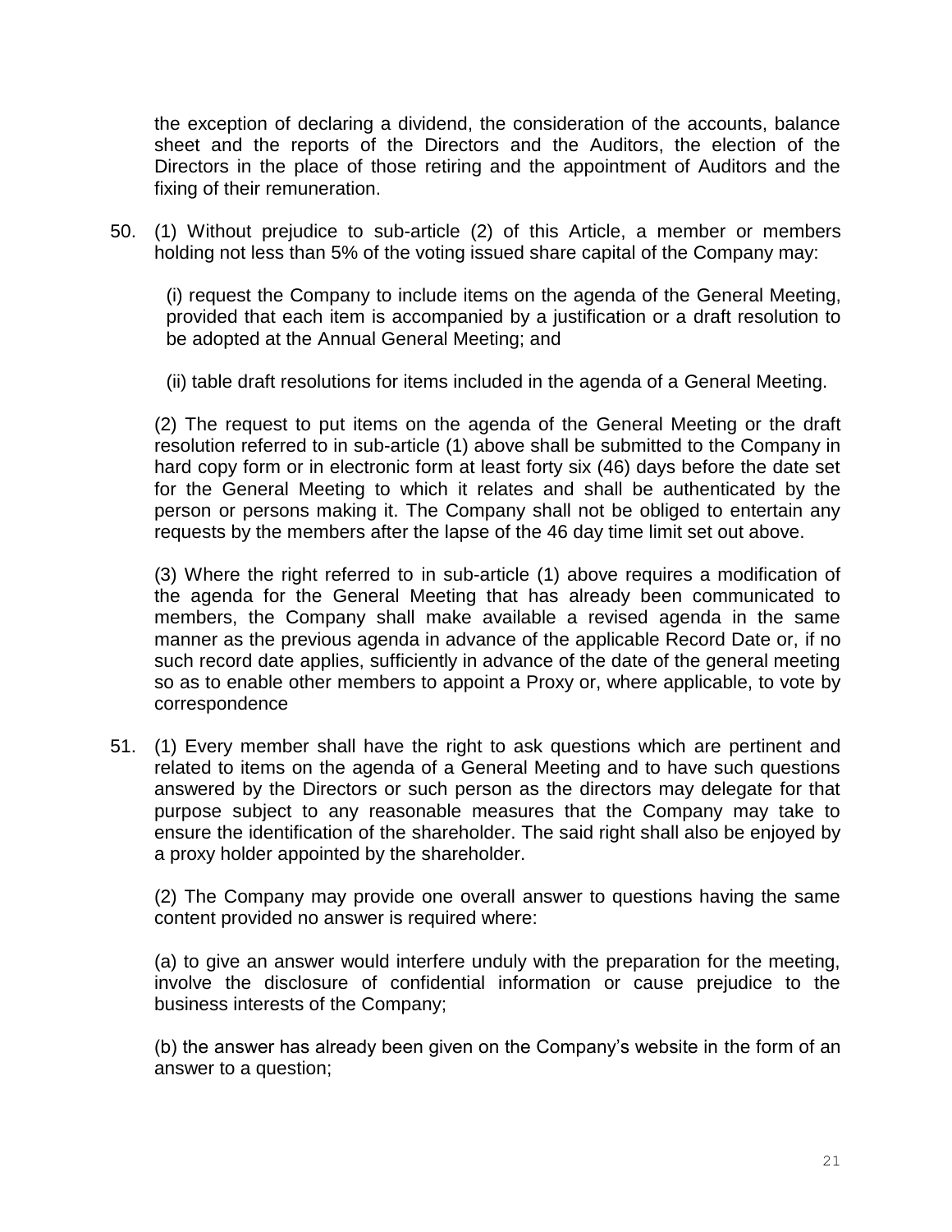the exception of declaring a dividend, the consideration of the accounts, balance sheet and the reports of the Directors and the Auditors, the election of the Directors in the place of those retiring and the appointment of Auditors and the fixing of their remuneration.

50. (1) Without prejudice to sub-article (2) of this Article, a member or members holding not less than 5% of the voting issued share capital of the Company may:

(i) request the Company to include items on the agenda of the General Meeting, provided that each item is accompanied by a justification or a draft resolution to be adopted at the Annual General Meeting; and

(ii) table draft resolutions for items included in the agenda of a General Meeting.

(2) The request to put items on the agenda of the General Meeting or the draft resolution referred to in sub-article (1) above shall be submitted to the Company in hard copy form or in electronic form at least forty six (46) days before the date set for the General Meeting to which it relates and shall be authenticated by the person or persons making it. The Company shall not be obliged to entertain any requests by the members after the lapse of the 46 day time limit set out above.

(3) Where the right referred to in sub-article (1) above requires a modification of the agenda for the General Meeting that has already been communicated to members, the Company shall make available a revised agenda in the same manner as the previous agenda in advance of the applicable Record Date or, if no such record date applies, sufficiently in advance of the date of the general meeting so as to enable other members to appoint a Proxy or, where applicable, to vote by correspondence

51. (1) Every member shall have the right to ask questions which are pertinent and related to items on the agenda of a General Meeting and to have such questions answered by the Directors or such person as the directors may delegate for that purpose subject to any reasonable measures that the Company may take to ensure the identification of the shareholder. The said right shall also be enjoyed by a proxy holder appointed by the shareholder.

(2) The Company may provide one overall answer to questions having the same content provided no answer is required where:

(a) to give an answer would interfere unduly with the preparation for the meeting, involve the disclosure of confidential information or cause prejudice to the business interests of the Company;

(b) the answer has already been given on the Company's website in the form of an answer to a question;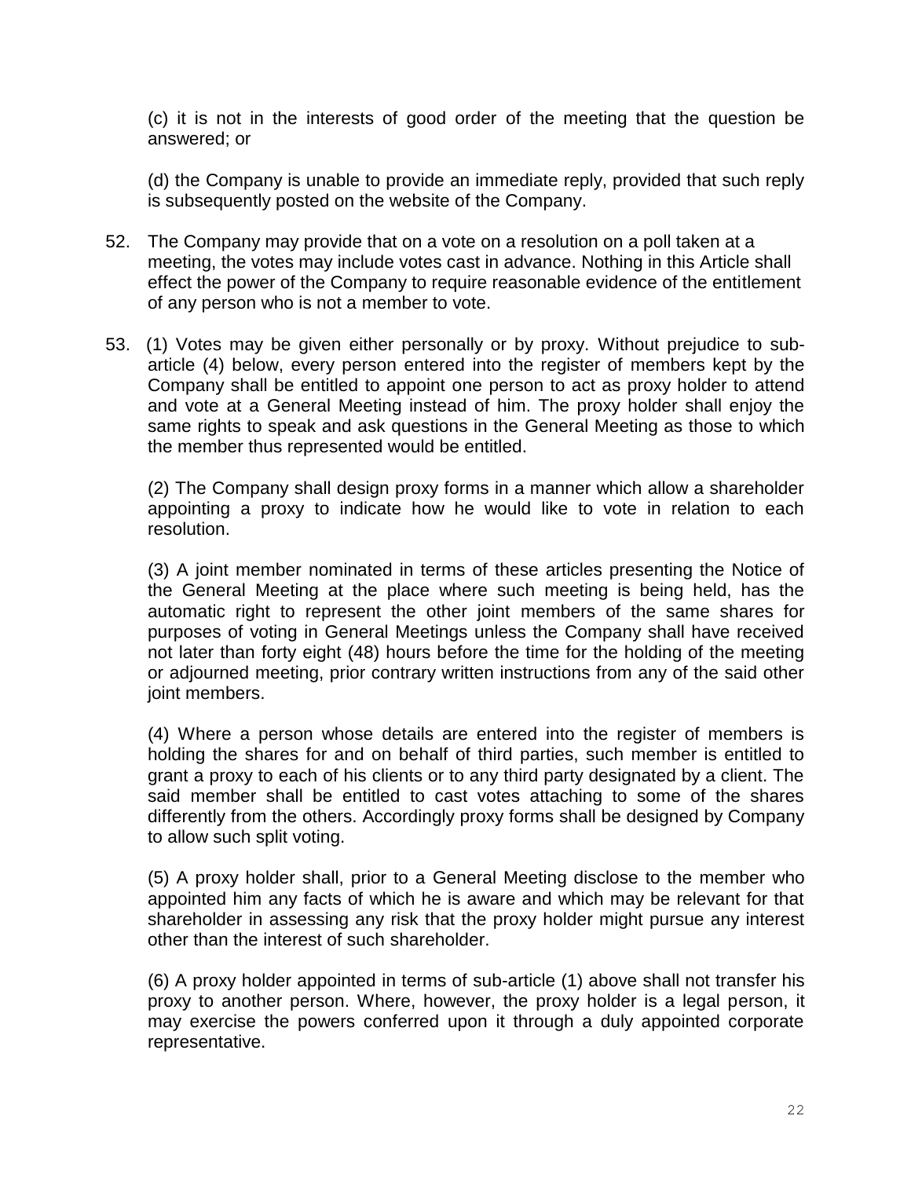(c) it is not in the interests of good order of the meeting that the question be answered; or

(d) the Company is unable to provide an immediate reply, provided that such reply is subsequently posted on the website of the Company.

52. The Company may provide that on a vote on a resolution on a poll taken at a meeting, the votes may include votes cast in advance. Nothing in this Article shall effect the power of the Company to require reasonable evidence of the entitlement of any person who is not a member to vote.

53. (1) Votes may be given either personally or by proxy. Without prejudice to sub-article (4) below, every person entered into the register of members kept by the Company shall be entitled to appoint one person to act as proxy holder to attend and vote at a General Meeting instead of him. The proxy holder shall enjoy the same rights to speak and ask questions in the General Meeting as those to which the member thus represented would be entitled.

(2) The Company shall design proxy forms in a manner which allow a shareholder appointing a proxy to indicate how he would like to vote in relation to each resolution.

(3) A joint member nominated in terms of these articles presenting the Notice of the General Meeting at the place where such meeting is being held, has the automatic right to represent the other joint members of the same shares for purposes of voting in General Meetings unless the Company shall have received not later than forty eight (48) hours before the time for the holding of the meeting or adjourned meeting, prior contrary written instructions from any of the said other joint members.

(4) Where a person whose details are entered into the register of members is holding the shares for and on behalf of third parties, such member is entitled to grant a proxy to each of his clients or to any third party designated by a client. The said member shall be entitled to cast votes attaching to some of the shares differently from the others. Accordingly proxy forms shall be designed by Company to allow such split voting.

(5) A proxy holder shall, prior to a General Meeting disclose to the member who appointed him any facts of which he is aware and which may be relevant for that shareholder in assessing any risk that the proxy holder might pursue any interest other than the interest of such shareholder.

(6) A proxy holder appointed in terms of sub-article (1) above shall not transfer his proxy to another person. Where, however, the proxy holder is a legal person, it may exercise the powers conferred upon it through a duly appointed corporate representative.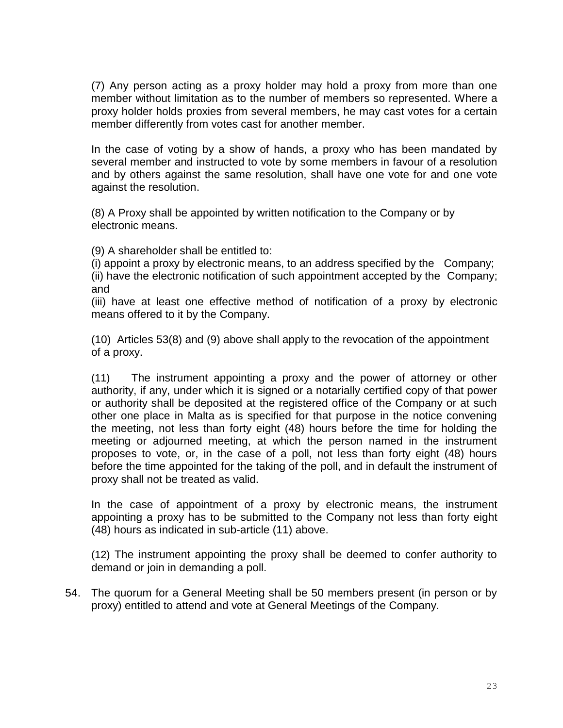(7) Any person acting as a proxy holder may hold a proxy from more than one member without limitation as to the number of members so represented. Where a proxy holder holds proxies from several members, he may cast votes for a certain member differently from votes cast for another member.

In the case of voting by a show of hands, a proxy who has been mandated by several member and instructed to vote by some members in favour of a resolution and by others against the same resolution, shall have one vote for and one vote against the resolution.

(8) A Proxy shall be appointed by written notification to the Company or by electronic means.

(9) A shareholder shall be entitled to:
(i) appoint a proxy by electronic means, to an address specified by the Company;
(ii) have the electronic notification of such appointment accepted by the Company; and
(iii) have at least one effective method of notification of a proxy by electronic means offered to it by the Company.

(10) Articles 53(8) and (9) above shall apply to the revocation of the appointment of a proxy.

(11) The instrument appointing a proxy and the power of attorney or other authority, if any, under which it is signed or a notarially certified copy of that power or authority shall be deposited at the registered office of the Company or at such other one place in Malta as is specified for that purpose in the notice convening the meeting, not less than forty eight (48) hours before the time for holding the meeting or adjourned meeting, at which the person named in the instrument proposes to vote, or, in the case of a poll, not less than forty eight (48) hours before the time appointed for the taking of the poll, and in default the instrument of proxy shall not be treated as valid.

In the case of appointment of a proxy by electronic means, the instrument appointing a proxy has to be submitted to the Company not less than forty eight (48) hours as indicated in sub-article (11) above.

(12) The instrument appointing the proxy shall be deemed to confer authority to demand or join in demanding a poll.

54. The quorum for a General Meeting shall be 50 members present (in person or by proxy) entitled to attend and vote at General Meetings of the Company.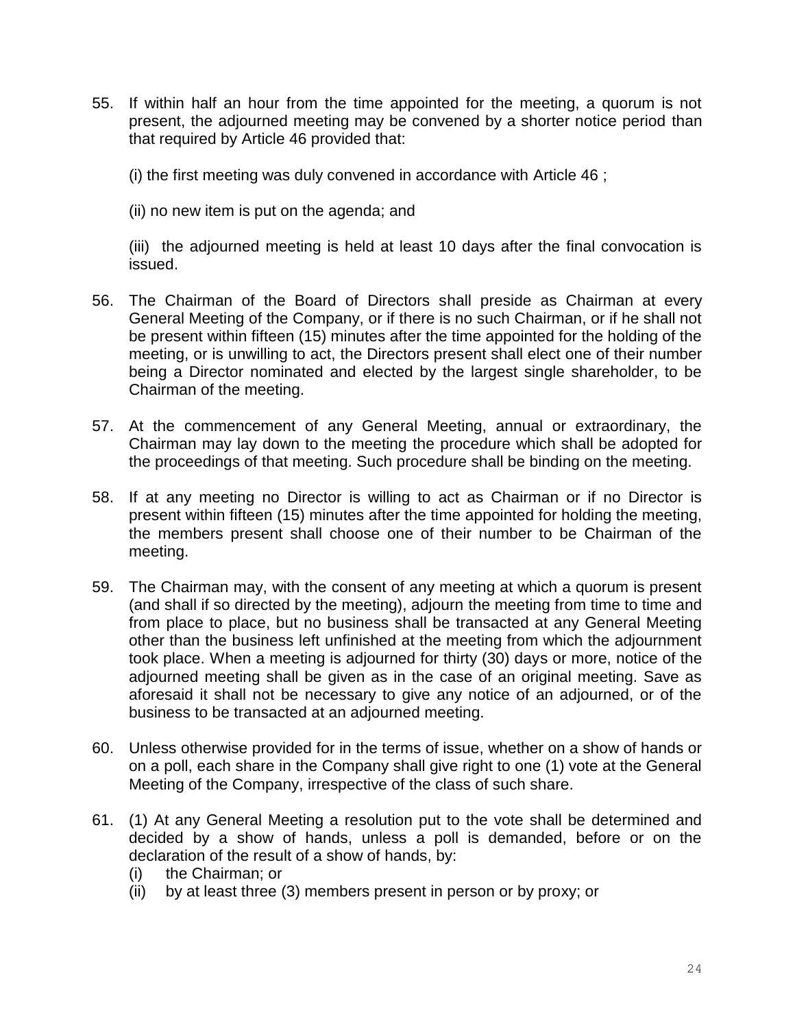55. If within half an hour from the time appointed for the meeting, a quorum is not present, the adjourned meeting may be convened by a shorter notice period than that required by Article 46 provided that:

    (i) the first meeting was duly convened in accordance with Article 46 ;

    (ii) no new item is put on the agenda; and

    (iii) the adjourned meeting is held at least 10 days after the final convocation is issued.

56. The Chairman of the Board of Directors shall preside as Chairman at every General Meeting of the Company, or if there is no such Chairman, or if he shall not be present within fifteen (15) minutes after the time appointed for the holding of the meeting, or is unwilling to act, the Directors present shall elect one of their number being a Director nominated and elected by the largest single shareholder, to be Chairman of the meeting.

57. At the commencement of any General Meeting, annual or extraordinary, the Chairman may lay down to the meeting the procedure which shall be adopted for the proceedings of that meeting. Such procedure shall be binding on the meeting.

58. If at any meeting no Director is willing to act as Chairman or if no Director is present within fifteen (15) minutes after the time appointed for holding the meeting, the members present shall choose one of their number to be Chairman of the meeting.

59. The Chairman may, with the consent of any meeting at which a quorum is present (and shall if so directed by the meeting), adjourn the meeting from time to time and from place to place, but no business shall be transacted at any General Meeting other than the business left unfinished at the meeting from which the adjournment took place. When a meeting is adjourned for thirty (30) days or more, notice of the adjourned meeting shall be given as in the case of an original meeting. Save as aforesaid it shall not be necessary to give any notice of an adjourned, or of the business to be transacted at an adjourned meeting.

60. Unless otherwise provided for in the terms of issue, whether on a show of hands or on a poll, each share in the Company shall give right to one (1) vote at the General Meeting of the Company, irrespective of the class of such share.

61. (1) At any General Meeting a resolution put to the vote shall be determined and decided by a show of hands, unless a poll is demanded, before or on the declaration of the result of a show of hands, by:
    (i) the Chairman; or
    (ii) by at least three (3) members present in person or by proxy; or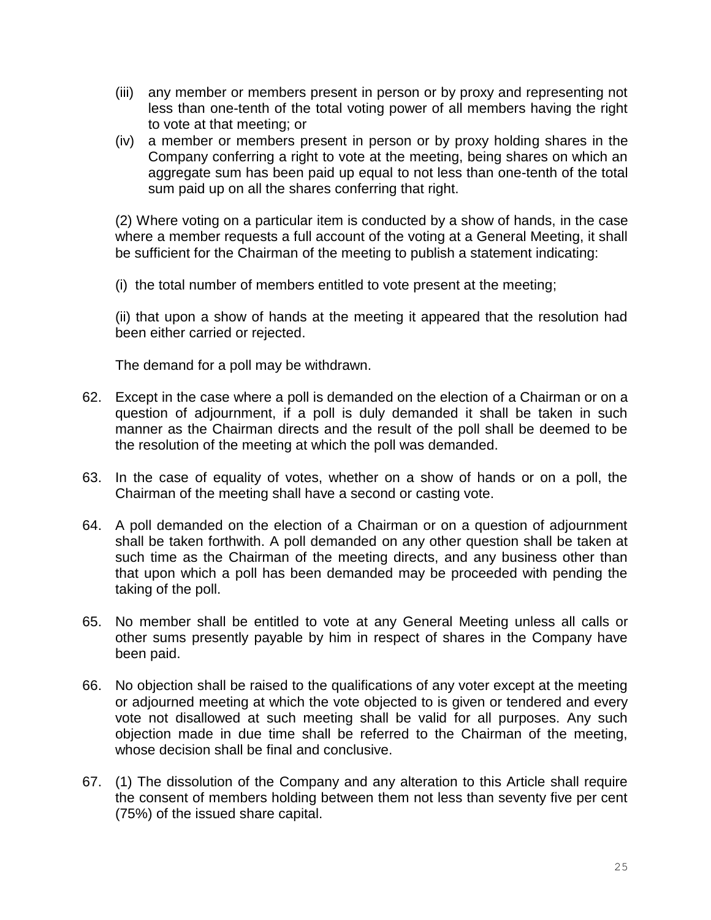(iii) any member or members present in person or by proxy and representing not less than one-tenth of the total voting power of all members having the right to vote at that meeting; or

(iv) a member or members present in person or by proxy holding shares in the Company conferring a right to vote at the meeting, being shares on which an aggregate sum has been paid up equal to not less than one-tenth of the total sum paid up on all the shares conferring that right.

(2) Where voting on a particular item is conducted by a show of hands, in the case where a member requests a full account of the voting at a General Meeting, it shall be sufficient for the Chairman of the meeting to publish a statement indicating:

(i) the total number of members entitled to vote present at the meeting;

(ii) that upon a show of hands at the meeting it appeared that the resolution had been either carried or rejected.

The demand for a poll may be withdrawn.

62. Except in the case where a poll is demanded on the election of a Chairman or on a question of adjournment, if a poll is duly demanded it shall be taken in such manner as the Chairman directs and the result of the poll shall be deemed to be the resolution of the meeting at which the poll was demanded.

63. In the case of equality of votes, whether on a show of hands or on a poll, the Chairman of the meeting shall have a second or casting vote.

64. A poll demanded on the election of a Chairman or on a question of adjournment shall be taken forthwith. A poll demanded on any other question shall be taken at such time as the Chairman of the meeting directs, and any business other than that upon which a poll has been demanded may be proceeded with pending the taking of the poll.

65. No member shall be entitled to vote at any General Meeting unless all calls or other sums presently payable by him in respect of shares in the Company have been paid.

66. No objection shall be raised to the qualifications of any voter except at the meeting or adjourned meeting at which the vote objected to is given or tendered and every vote not disallowed at such meeting shall be valid for all purposes. Any such objection made in due time shall be referred to the Chairman of the meeting, whose decision shall be final and conclusive.

67. (1) The dissolution of the Company and any alteration to this Article shall require the consent of members holding between them not less than seventy five per cent (75%) of the issued share capital.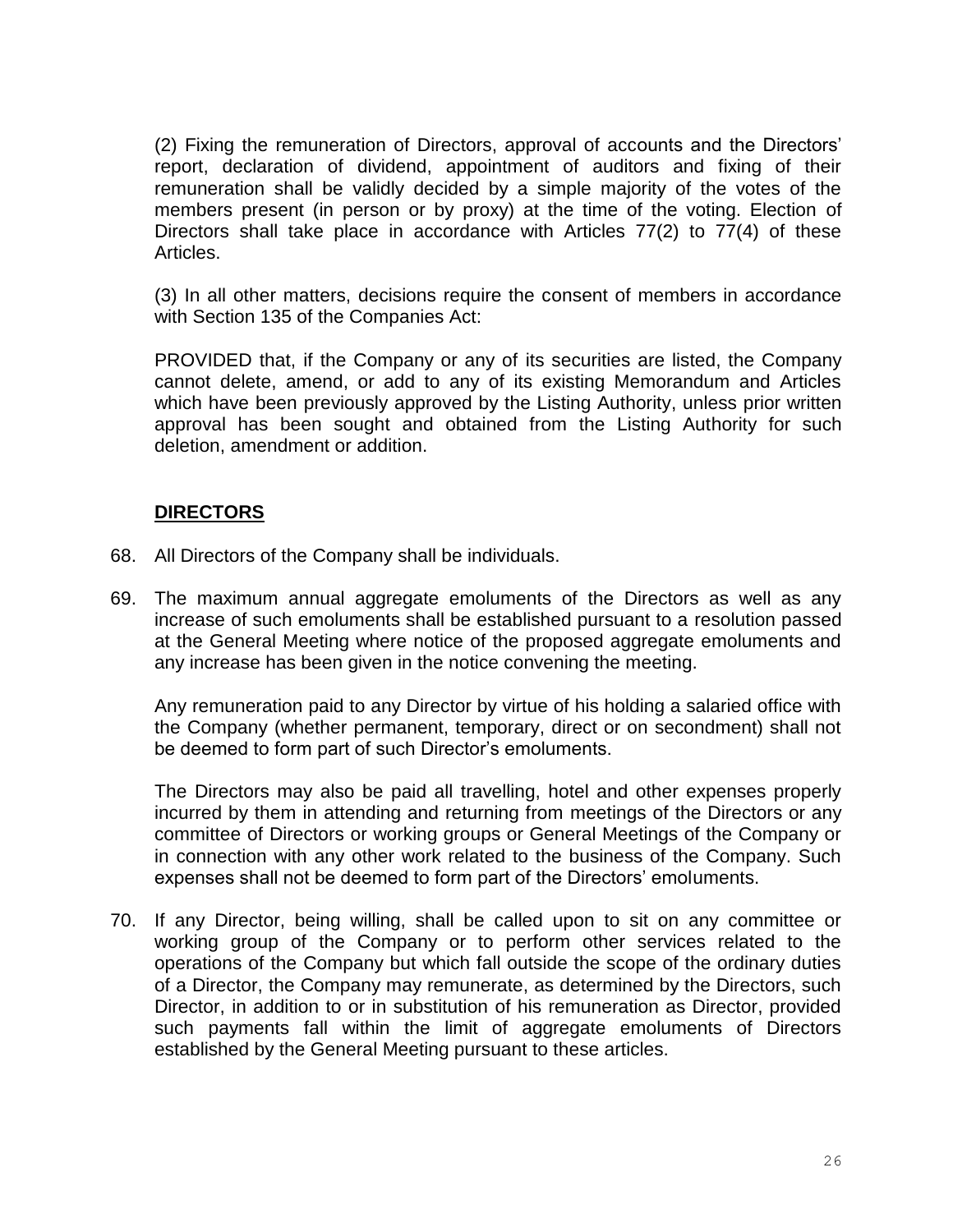(2) Fixing the remuneration of Directors, approval of accounts and the Directors' report, declaration of dividend, appointment of auditors and fixing of their remuneration shall be validly decided by a simple majority of the votes of the members present (in person or by proxy) at the time of the voting. Election of Directors shall take place in accordance with Articles 77(2) to 77(4) of these Articles.

(3) In all other matters, decisions require the consent of members in accordance with Section 135 of the Companies Act:

PROVIDED that, if the Company or any of its securities are listed, the Company cannot delete, amend, or add to any of its existing Memorandum and Articles which have been previously approved by the Listing Authority, unless prior written approval has been sought and obtained from the Listing Authority for such deletion, amendment or addition.

## DIRECTORS

68. All Directors of the Company shall be individuals.

69. The maximum annual aggregate emoluments of the Directors as well as any increase of such emoluments shall be established pursuant to a resolution passed at the General Meeting where notice of the proposed aggregate emoluments and any increase has been given in the notice convening the meeting.

    Any remuneration paid to any Director by virtue of his holding a salaried office with the Company (whether permanent, temporary, direct or on secondment) shall not be deemed to form part of such Director's emoluments.

    The Directors may also be paid all travelling, hotel and other expenses properly incurred by them in attending and returning from meetings of the Directors or any committee of Directors or working groups or General Meetings of the Company or in connection with any other work related to the business of the Company. Such expenses shall not be deemed to form part of the Directors' emoluments.

70. If any Director, being willing, shall be called upon to sit on any committee or working group of the Company or to perform other services related to the operations of the Company but which fall outside the scope of the ordinary duties of a Director, the Company may remunerate, as determined by the Directors, such Director, in addition to or in substitution of his remuneration as Director, provided such payments fall within the limit of aggregate emoluments of Directors established by the General Meeting pursuant to these articles.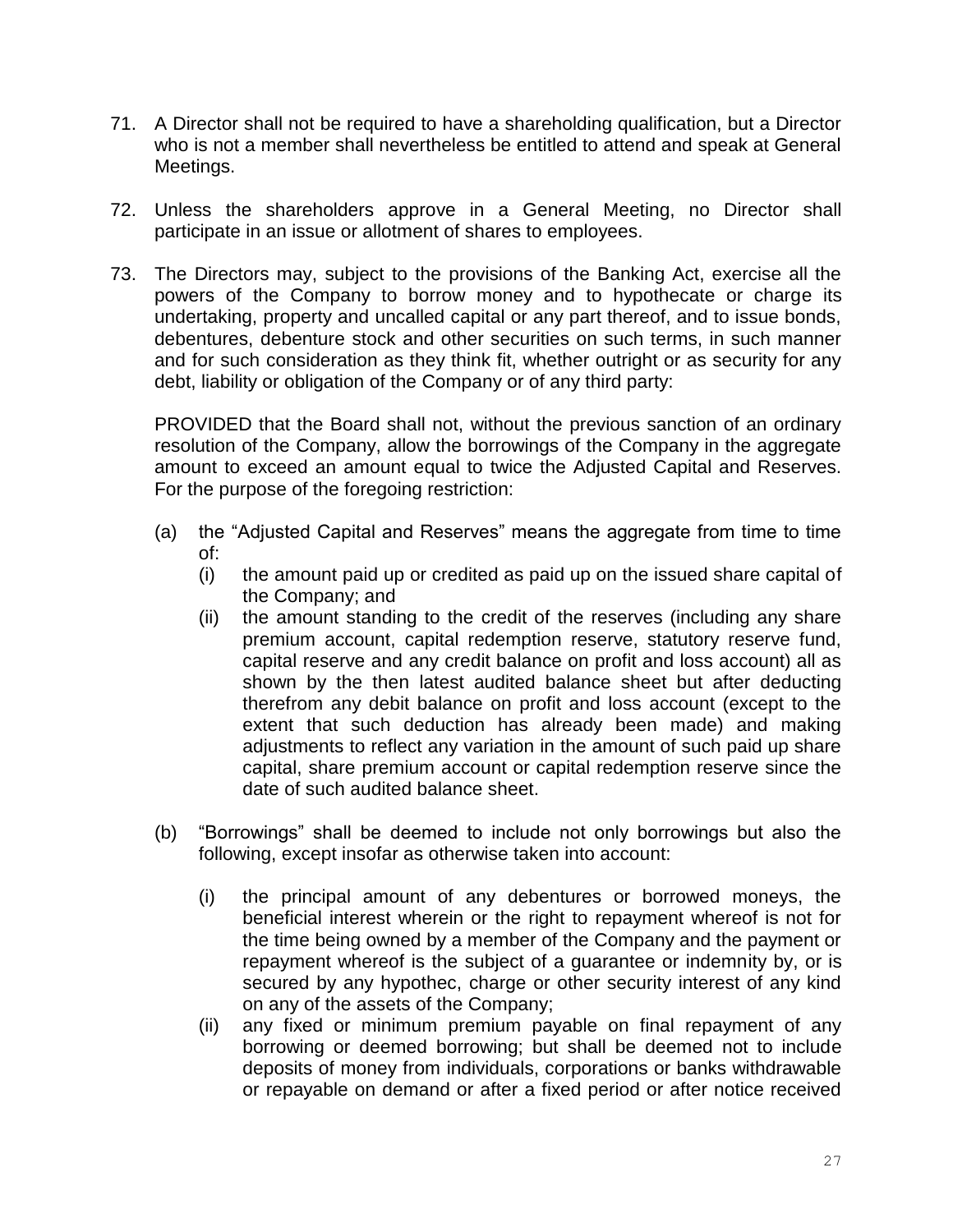71. A Director shall not be required to have a shareholding qualification, but a Director who is not a member shall nevertheless be entitled to attend and speak at General Meetings.

72. Unless the shareholders approve in a General Meeting, no Director shall participate in an issue or allotment of shares to employees.

73. The Directors may, subject to the provisions of the Banking Act, exercise all the powers of the Company to borrow money and to hypothecate or charge its undertaking, property and uncalled capital or any part thereof, and to issue bonds, debentures, debenture stock and other securities on such terms, in such manner and for such consideration as they think fit, whether outright or as security for any debt, liability or obligation of the Company or of any third party:

    PROVIDED that the Board shall not, without the previous sanction of an ordinary resolution of the Company, allow the borrowings of the Company in the aggregate amount to exceed an amount equal to twice the Adjusted Capital and Reserves. For the purpose of the foregoing restriction:

    (a) the "Adjusted Capital and Reserves" means the aggregate from time to time of:
        (i) the amount paid up or credited as paid up on the issued share capital of the Company; and
        (ii) the amount standing to the credit of the reserves (including any share premium account, capital redemption reserve, statutory reserve fund, capital reserve and any credit balance on profit and loss account) all as shown by the then latest audited balance sheet but after deducting therefrom any debit balance on profit and loss account (except to the extent that such deduction has already been made) and making adjustments to reflect any variation in the amount of such paid up share capital, share premium account or capital redemption reserve since the date of such audited balance sheet.

    (b) "Borrowings" shall be deemed to include not only borrowings but also the following, except insofar as otherwise taken into account:

        (i) the principal amount of any debentures or borrowed moneys, the beneficial interest wherein or the right to repayment whereof is not for the time being owned by a member of the Company and the payment or repayment whereof is the subject of a guarantee or indemnity by, or is secured by any hypothec, charge or other security interest of any kind on any of the assets of the Company;
        (ii) any fixed or minimum premium payable on final repayment of any borrowing or deemed borrowing; but shall be deemed not to include deposits of money from individuals, corporations or banks withdrawable or repayable on demand or after a fixed period or after notice received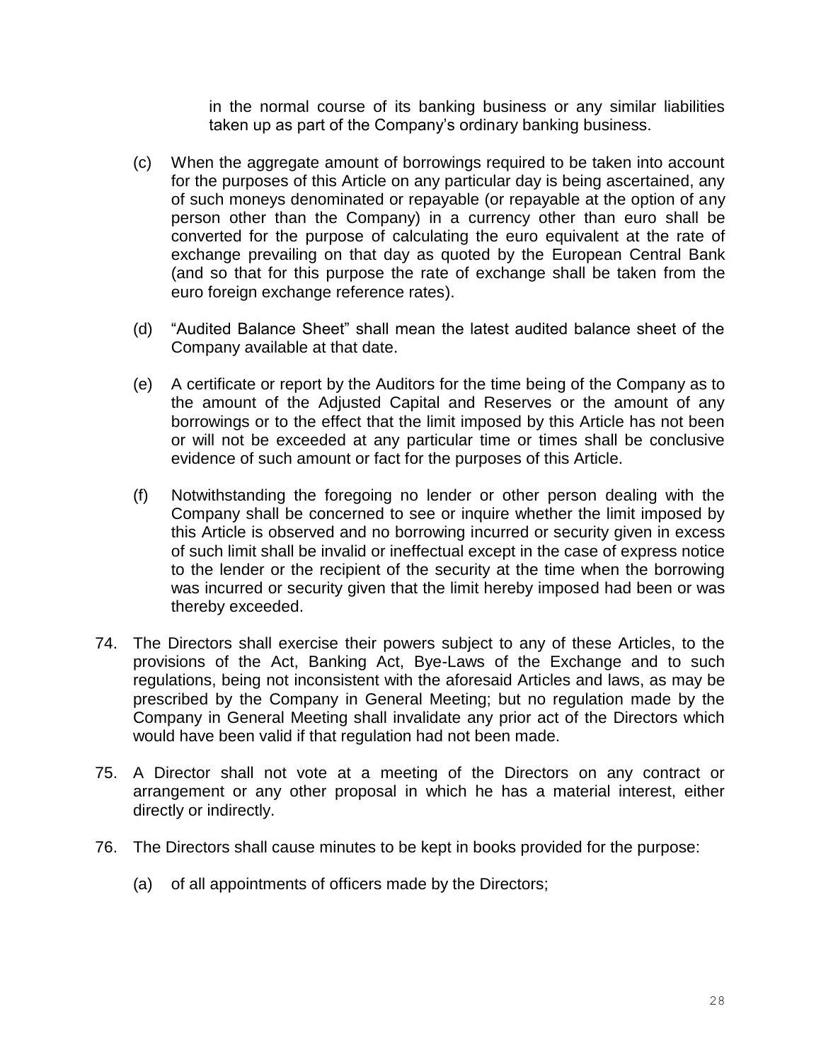in the normal course of its banking business or any similar liabilities taken up as part of the Company's ordinary banking business.

(c) When the aggregate amount of borrowings required to be taken into account for the purposes of this Article on any particular day is being ascertained, any of such moneys denominated or repayable (or repayable at the option of any person other than the Company) in a currency other than euro shall be converted for the purpose of calculating the euro equivalent at the rate of exchange prevailing on that day as quoted by the European Central Bank (and so that for this purpose the rate of exchange shall be taken from the euro foreign exchange reference rates).

(d) "Audited Balance Sheet" shall mean the latest audited balance sheet of the Company available at that date.

(e) A certificate or report by the Auditors for the time being of the Company as to the amount of the Adjusted Capital and Reserves or the amount of any borrowings or to the effect that the limit imposed by this Article has not been or will not be exceeded at any particular time or times shall be conclusive evidence of such amount or fact for the purposes of this Article.

(f) Notwithstanding the foregoing no lender or other person dealing with the Company shall be concerned to see or inquire whether the limit imposed by this Article is observed and no borrowing incurred or security given in excess of such limit shall be invalid or ineffectual except in the case of express notice to the lender or the recipient of the security at the time when the borrowing was incurred or security given that the limit hereby imposed had been or was thereby exceeded.

74. The Directors shall exercise their powers subject to any of these Articles, to the provisions of the Act, Banking Act, Bye-Laws of the Exchange and to such regulations, being not inconsistent with the aforesaid Articles and laws, as may be prescribed by the Company in General Meeting; but no regulation made by the Company in General Meeting shall invalidate any prior act of the Directors which would have been valid if that regulation had not been made.

75. A Director shall not vote at a meeting of the Directors on any contract or arrangement or any other proposal in which he has a material interest, either directly or indirectly.

76. The Directors shall cause minutes to be kept in books provided for the purpose:

(a) of all appointments of officers made by the Directors;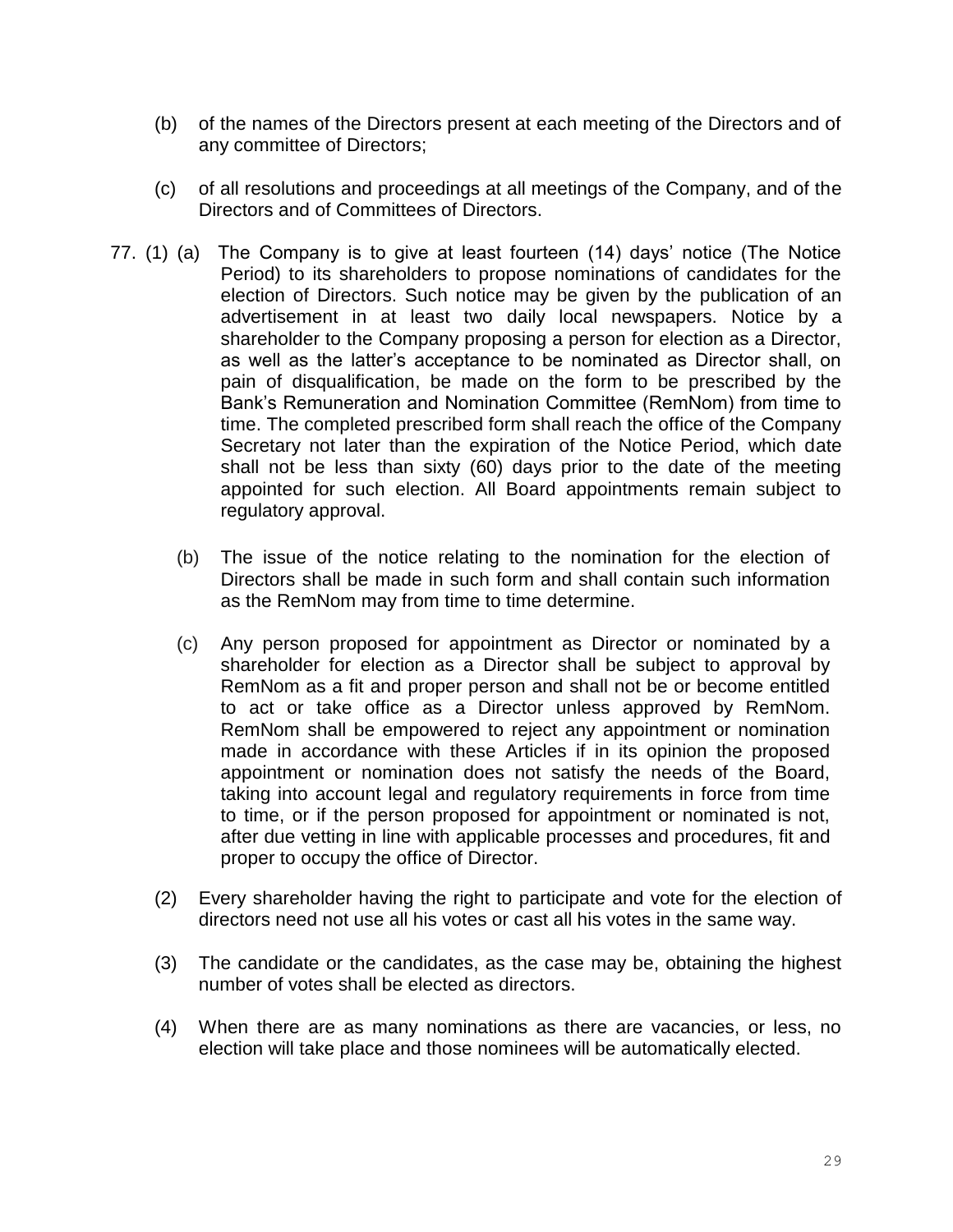(b) of the names of the Directors present at each meeting of the Directors and of any committee of Directors;

(c) of all resolutions and proceedings at all meetings of the Company, and of the Directors and of Committees of Directors.

77. (1) (a) The Company is to give at least fourteen (14) days' notice (The Notice Period) to its shareholders to propose nominations of candidates for the election of Directors. Such notice may be given by the publication of an advertisement in at least two daily local newspapers. Notice by a shareholder to the Company proposing a person for election as a Director, as well as the latter's acceptance to be nominated as Director shall, on pain of disqualification, be made on the form to be prescribed by the Bank's Remuneration and Nomination Committee (RemNom) from time to time. The completed prescribed form shall reach the office of the Company Secretary not later than the expiration of the Notice Period, which date shall not be less than sixty (60) days prior to the date of the meeting appointed for such election. All Board appointments remain subject to regulatory approval.

(b) The issue of the notice relating to the nomination for the election of Directors shall be made in such form and shall contain such information as the RemNom may from time to time determine.

(c) Any person proposed for appointment as Director or nominated by a shareholder for election as a Director shall be subject to approval by RemNom as a fit and proper person and shall not be or become entitled to act or take office as a Director unless approved by RemNom. RemNom shall be empowered to reject any appointment or nomination made in accordance with these Articles if in its opinion the proposed appointment or nomination does not satisfy the needs of the Board, taking into account legal and regulatory requirements in force from time to time, or if the person proposed for appointment or nominated is not, after due vetting in line with applicable processes and procedures, fit and proper to occupy the office of Director.

(2) Every shareholder having the right to participate and vote for the election of directors need not use all his votes or cast all his votes in the same way.

(3) The candidate or the candidates, as the case may be, obtaining the highest number of votes shall be elected as directors.

(4) When there are as many nominations as there are vacancies, or less, no election will take place and those nominees will be automatically elected.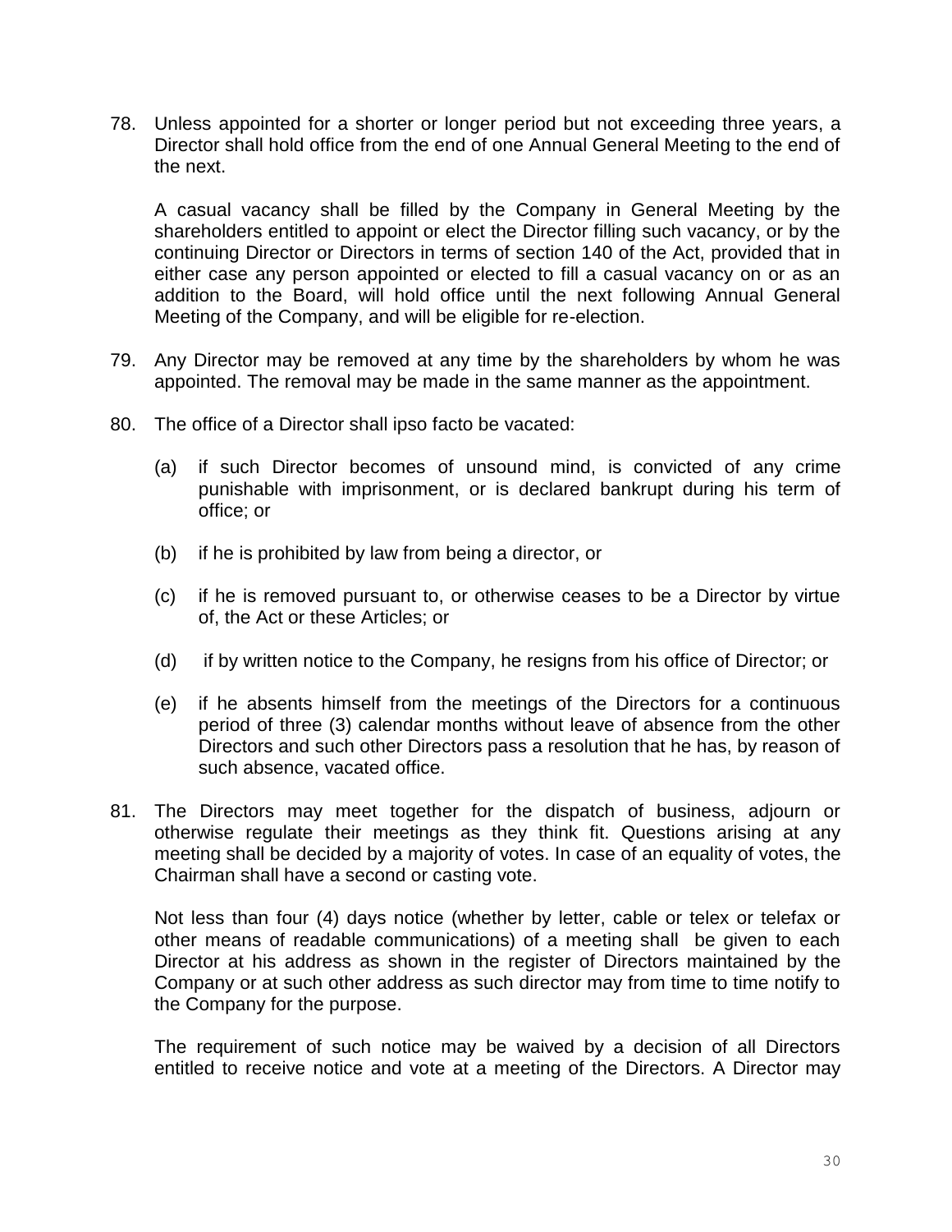78. Unless appointed for a shorter or longer period but not exceeding three years, a Director shall hold office from the end of one Annual General Meeting to the end of the next.

    A casual vacancy shall be filled by the Company in General Meeting by the shareholders entitled to appoint or elect the Director filling such vacancy, or by the continuing Director or Directors in terms of section 140 of the Act, provided that in either case any person appointed or elected to fill a casual vacancy on or as an addition to the Board, will hold office until the next following Annual General Meeting of the Company, and will be eligible for re-election.

79. Any Director may be removed at any time by the shareholders by whom he was appointed. The removal may be made in the same manner as the appointment.

80. The office of a Director shall ipso facto be vacated:

    (a) if such Director becomes of unsound mind, is convicted of any crime punishable with imprisonment, or is declared bankrupt during his term of office; or

    (b) if he is prohibited by law from being a director, or

    (c) if he is removed pursuant to, or otherwise ceases to be a Director by virtue of, the Act or these Articles; or

    (d) if by written notice to the Company, he resigns from his office of Director; or

    (e) if he absents himself from the meetings of the Directors for a continuous period of three (3) calendar months without leave of absence from the other Directors and such other Directors pass a resolution that he has, by reason of such absence, vacated office.

81. The Directors may meet together for the dispatch of business, adjourn or otherwise regulate their meetings as they think fit. Questions arising at any meeting shall be decided by a majority of votes. In case of an equality of votes, the Chairman shall have a second or casting vote.

    Not less than four (4) days notice (whether by letter, cable or telex or telefax or other means of readable communications) of a meeting shall be given to each Director at his address as shown in the register of Directors maintained by the Company or at such other address as such director may from time to time notify to the Company for the purpose.

    The requirement of such notice may be waived by a decision of all Directors entitled to receive notice and vote at a meeting of the Directors. A Director may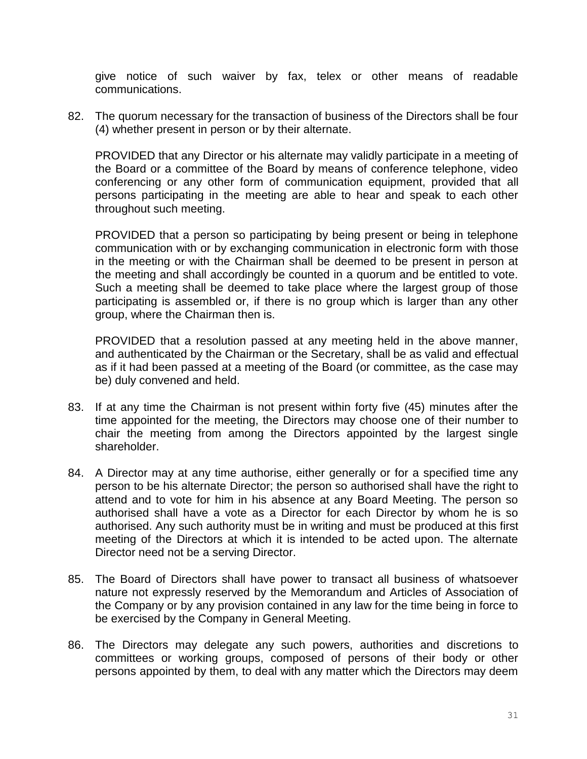give notice of such waiver by fax, telex or other means of readable communications.

82. The quorum necessary for the transaction of business of the Directors shall be four (4) whether present in person or by their alternate.

    PROVIDED that any Director or his alternate may validly participate in a meeting of the Board or a committee of the Board by means of conference telephone, video conferencing or any other form of communication equipment, provided that all persons participating in the meeting are able to hear and speak to each other throughout such meeting.

    PROVIDED that a person so participating by being present or being in telephone communication with or by exchanging communication in electronic form with those in the meeting or with the Chairman shall be deemed to be present in person at the meeting and shall accordingly be counted in a quorum and be entitled to vote. Such a meeting shall be deemed to take place where the largest group of those participating is assembled or, if there is no group which is larger than any other group, where the Chairman then is.

    PROVIDED that a resolution passed at any meeting held in the above manner, and authenticated by the Chairman or the Secretary, shall be as valid and effectual as if it had been passed at a meeting of the Board (or committee, as the case may be) duly convened and held.

83. If at any time the Chairman is not present within forty five (45) minutes after the time appointed for the meeting, the Directors may choose one of their number to chair the meeting from among the Directors appointed by the largest single shareholder.

84. A Director may at any time authorise, either generally or for a specified time any person to be his alternate Director; the person so authorised shall have the right to attend and to vote for him in his absence at any Board Meeting. The person so authorised shall have a vote as a Director for each Director by whom he is so authorised. Any such authority must be in writing and must be produced at this first meeting of the Directors at which it is intended to be acted upon. The alternate Director need not be a serving Director.

85. The Board of Directors shall have power to transact all business of whatsoever nature not expressly reserved by the Memorandum and Articles of Association of the Company or by any provision contained in any law for the time being in force to be exercised by the Company in General Meeting.

86. The Directors may delegate any such powers, authorities and discretions to committees or working groups, composed of persons of their body or other persons appointed by them, to deal with any matter which the Directors may deem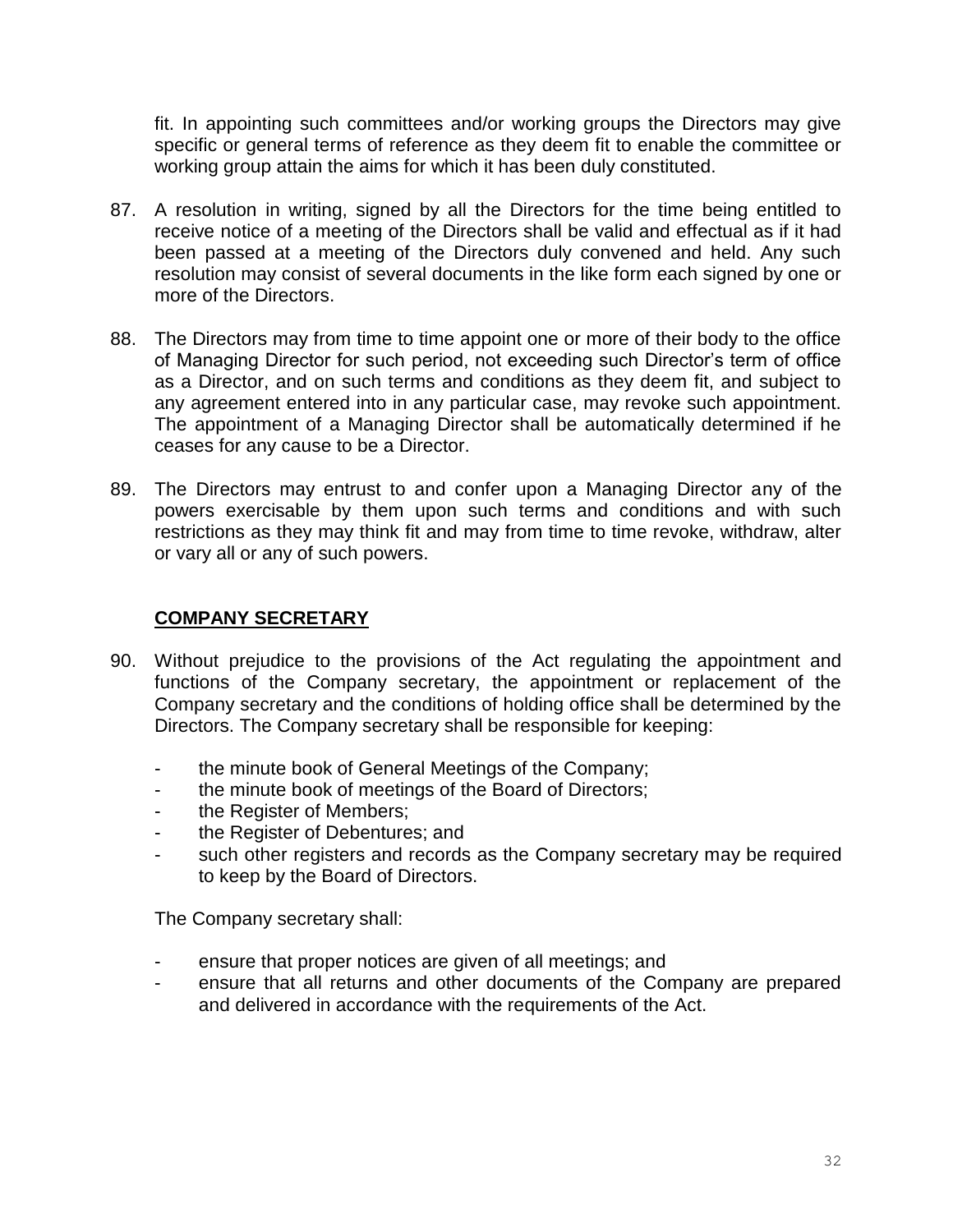fit. In appointing such committees and/or working groups the Directors may give specific or general terms of reference as they deem fit to enable the committee or working group attain the aims for which it has been duly constituted.

87. A resolution in writing, signed by all the Directors for the time being entitled to receive notice of a meeting of the Directors shall be valid and effectual as if it had been passed at a meeting of the Directors duly convened and held. Any such resolution may consist of several documents in the like form each signed by one or more of the Directors.

88. The Directors may from time to time appoint one or more of their body to the office of Managing Director for such period, not exceeding such Director's term of office as a Director, and on such terms and conditions as they deem fit, and subject to any agreement entered into in any particular case, may revoke such appointment. The appointment of a Managing Director shall be automatically determined if he ceases for any cause to be a Director.

89. The Directors may entrust to and confer upon a Managing Director any of the powers exercisable by them upon such terms and conditions and with such restrictions as they may think fit and may from time to time revoke, withdraw, alter or vary all or any of such powers.

## COMPANY SECRETARY

90. Without prejudice to the provisions of the Act regulating the appointment and functions of the Company secretary, the appointment or replacement of the Company secretary and the conditions of holding office shall be determined by the Directors. The Company secretary shall be responsible for keeping:

    - the minute book of General Meetings of the Company;
    - the minute book of meetings of the Board of Directors;
    - the Register of Members;
    - the Register of Debentures; and
    - such other registers and records as the Company secretary may be required to keep by the Board of Directors.

    The Company secretary shall:

    - ensure that proper notices are given of all meetings; and
    - ensure that all returns and other documents of the Company are prepared and delivered in accordance with the requirements of the Act.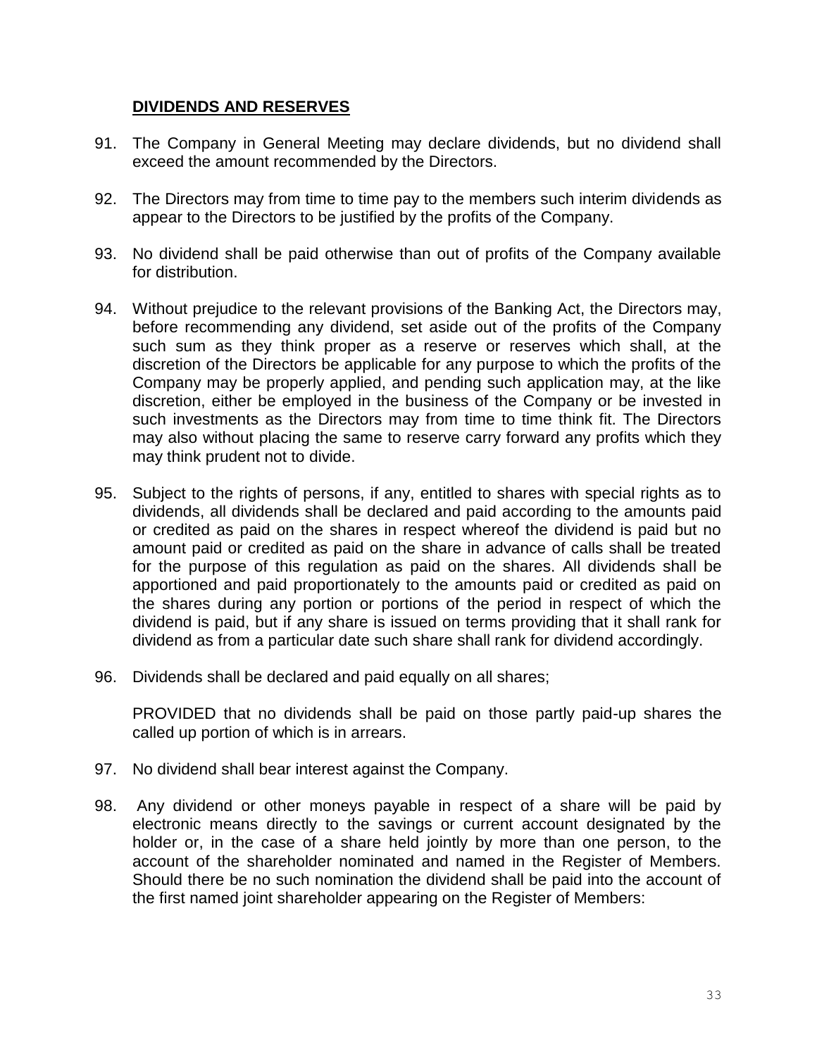## DIVIDENDS AND RESERVES

91. The Company in General Meeting may declare dividends, but no dividend shall exceed the amount recommended by the Directors.

92. The Directors may from time to time pay to the members such interim dividends as appear to the Directors to be justified by the profits of the Company.

93. No dividend shall be paid otherwise than out of profits of the Company available for distribution.

94. Without prejudice to the relevant provisions of the Banking Act, the Directors may, before recommending any dividend, set aside out of the profits of the Company such sum as they think proper as a reserve or reserves which shall, at the discretion of the Directors be applicable for any purpose to which the profits of the Company may be properly applied, and pending such application may, at the like discretion, either be employed in the business of the Company or be invested in such investments as the Directors may from time to time think fit. The Directors may also without placing the same to reserve carry forward any profits which they may think prudent not to divide.

95. Subject to the rights of persons, if any, entitled to shares with special rights as to dividends, all dividends shall be declared and paid according to the amounts paid or credited as paid on the shares in respect whereof the dividend is paid but no amount paid or credited as paid on the share in advance of calls shall be treated for the purpose of this regulation as paid on the shares. All dividends shall be apportioned and paid proportionately to the amounts paid or credited as paid on the shares during any portion or portions of the period in respect of which the dividend is paid, but if any share is issued on terms providing that it shall rank for dividend as from a particular date such share shall rank for dividend accordingly.

96. Dividends shall be declared and paid equally on all shares;

    PROVIDED that no dividends shall be paid on those partly paid-up shares the called up portion of which is in arrears.

97. No dividend shall bear interest against the Company.

98. Any dividend or other moneys payable in respect of a share will be paid by electronic means directly to the savings or current account designated by the holder or, in the case of a share held jointly by more than one person, to the account of the shareholder nominated and named in the Register of Members. Should there be no such nomination the dividend shall be paid into the account of the first named joint shareholder appearing on the Register of Members: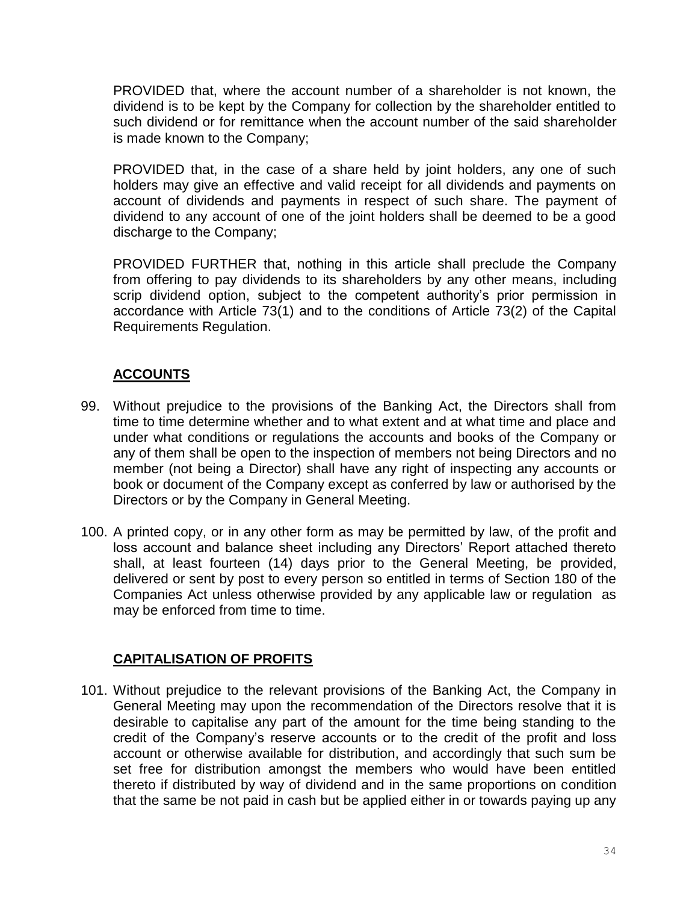PROVIDED that, where the account number of a shareholder is not known, the dividend is to be kept by the Company for collection by the shareholder entitled to such dividend or for remittance when the account number of the said shareholder is made known to the Company;

PROVIDED that, in the case of a share held by joint holders, any one of such holders may give an effective and valid receipt for all dividends and payments on account of dividends and payments in respect of such share. The payment of dividend to any account of one of the joint holders shall be deemed to be a good discharge to the Company;

PROVIDED FURTHER that, nothing in this article shall preclude the Company from offering to pay dividends to its shareholders by any other means, including scrip dividend option, subject to the competent authority's prior permission in accordance with Article 73(1) and to the conditions of Article 73(2) of the Capital Requirements Regulation.

## ACCOUNTS

99. Without prejudice to the provisions of the Banking Act, the Directors shall from time to time determine whether and to what extent and at what time and place and under what conditions or regulations the accounts and books of the Company or any of them shall be open to the inspection of members not being Directors and no member (not being a Director) shall have any right of inspecting any accounts or book or document of the Company except as conferred by law or authorised by the Directors or by the Company in General Meeting.

100. A printed copy, or in any other form as may be permitted by law, of the profit and loss account and balance sheet including any Directors' Report attached thereto shall, at least fourteen (14) days prior to the General Meeting, be provided, delivered or sent by post to every person so entitled in terms of Section 180 of the Companies Act unless otherwise provided by any applicable law or regulation as may be enforced from time to time.

## CAPITALISATION OF PROFITS

101. Without prejudice to the relevant provisions of the Banking Act, the Company in General Meeting may upon the recommendation of the Directors resolve that it is desirable to capitalise any part of the amount for the time being standing to the credit of the Company's reserve accounts or to the credit of the profit and loss account or otherwise available for distribution, and accordingly that such sum be set free for distribution amongst the members who would have been entitled thereto if distributed by way of dividend and in the same proportions on condition that the same be not paid in cash but be applied either in or towards paying up any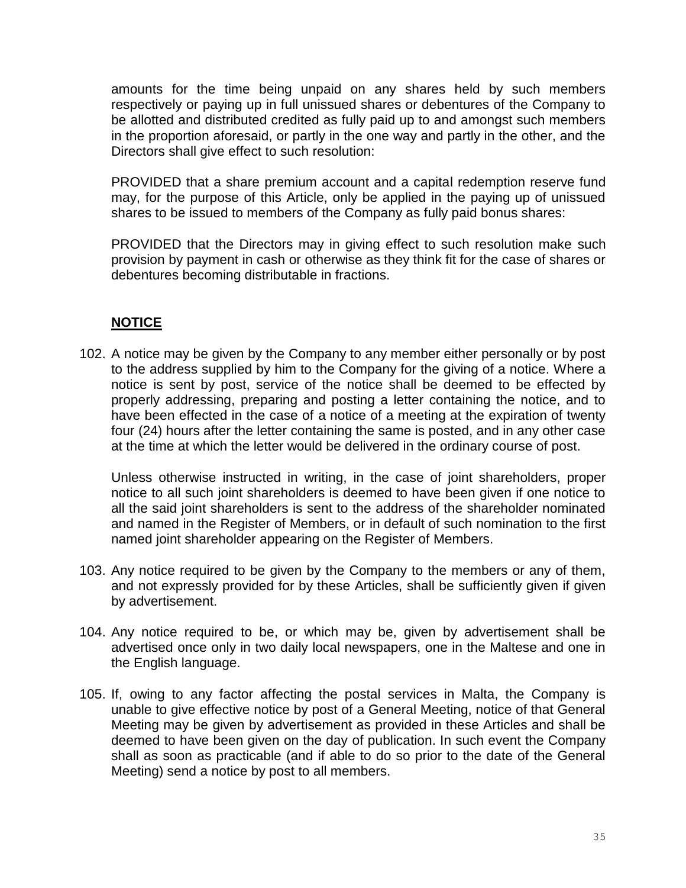amounts for the time being unpaid on any shares held by such members respectively or paying up in full unissued shares or debentures of the Company to be allotted and distributed credited as fully paid up to and amongst such members in the proportion aforesaid, or partly in the one way and partly in the other, and the Directors shall give effect to such resolution:

PROVIDED that a share premium account and a capital redemption reserve fund may, for the purpose of this Article, only be applied in the paying up of unissued shares to be issued to members of the Company as fully paid bonus shares:

PROVIDED that the Directors may in giving effect to such resolution make such provision by payment in cash or otherwise as they think fit for the case of shares or debentures becoming distributable in fractions.

## NOTICE

102. A notice may be given by the Company to any member either personally or by post to the address supplied by him to the Company for the giving of a notice. Where a notice is sent by post, service of the notice shall be deemed to be effected by properly addressing, preparing and posting a letter containing the notice, and to have been effected in the case of a notice of a meeting at the expiration of twenty four (24) hours after the letter containing the same is posted, and in any other case at the time at which the letter would be delivered in the ordinary course of post.

    Unless otherwise instructed in writing, in the case of joint shareholders, proper notice to all such joint shareholders is deemed to have been given if one notice to all the said joint shareholders is sent to the address of the shareholder nominated and named in the Register of Members, or in default of such nomination to the first named joint shareholder appearing on the Register of Members.

103. Any notice required to be given by the Company to the members or any of them, and not expressly provided for by these Articles, shall be sufficiently given if given by advertisement.

104. Any notice required to be, or which may be, given by advertisement shall be advertised once only in two daily local newspapers, one in the Maltese and one in the English language.

105. If, owing to any factor affecting the postal services in Malta, the Company is unable to give effective notice by post of a General Meeting, notice of that General Meeting may be given by advertisement as provided in these Articles and shall be deemed to have been given on the day of publication. In such event the Company shall as soon as practicable (and if able to do so prior to the date of the General Meeting) send a notice by post to all members.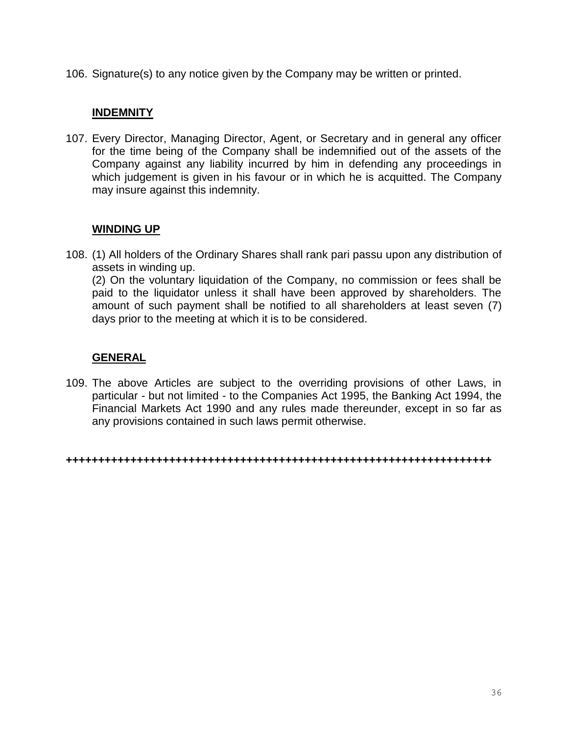106. Signature(s) to any notice given by the Company may be written or printed.

## INDEMNITY

107. Every Director, Managing Director, Agent, or Secretary and in general any officer for the time being of the Company shall be indemnified out of the assets of the Company against any liability incurred by him in defending any proceedings in which judgement is given in his favour or in which he is acquitted. The Company may insure against this indemnity.

## WINDING UP

108. (1) All holders of the Ordinary Shares shall rank pari passu upon any distribution of assets in winding up.
(2) On the voluntary liquidation of the Company, no commission or fees shall be paid to the liquidator unless it shall have been approved by shareholders. The amount of such payment shall be notified to all shareholders at least seven (7) days prior to the meeting at which it is to be considered.

## GENERAL

109. The above Articles are subject to the overriding provisions of other Laws, in particular - but not limited - to the Companies Act 1995, the Banking Act 1994, the Financial Markets Act 1990 and any rules made thereunder, except in so far as any provisions contained in such laws permit otherwise.

**++++++++++++++++++++++++++++++++++++++++++++++++++++++++++++++++++++++**